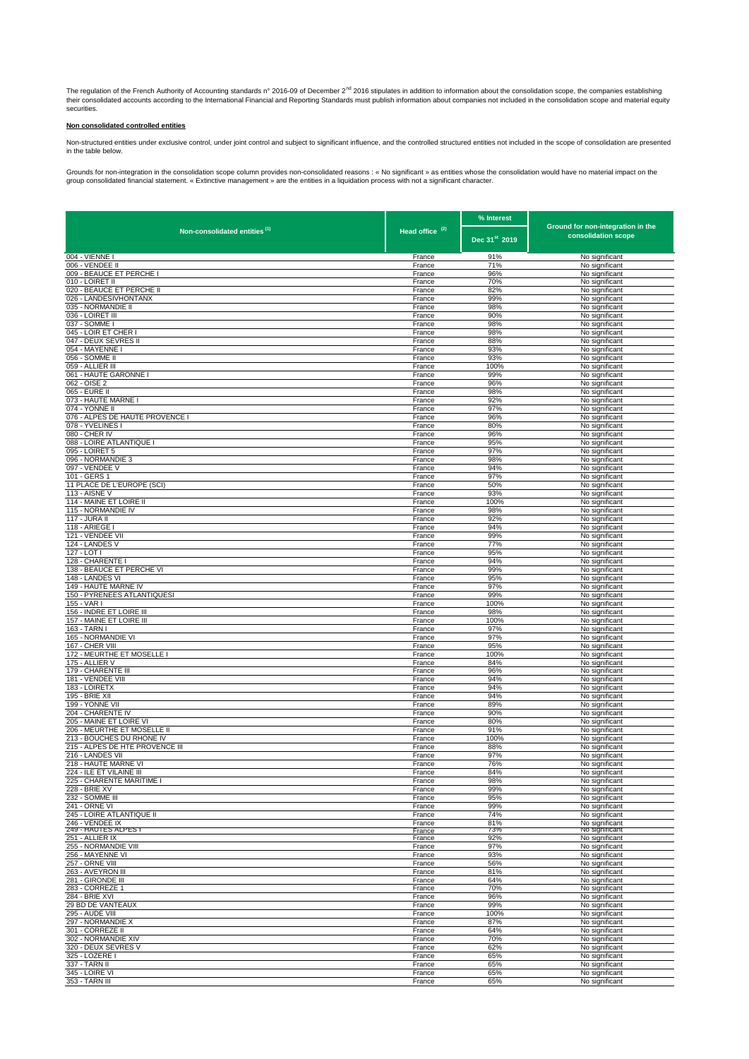The regulation of the French Authority of Accounting standards n° 2016-09 of December 2[nd] 2016 stipulates in addition to information about the consolidation scope, the companies establishing their consolidated accounts according to the International Financial and Reporting Standards must publish information about companies not included in the consolidation scope and material equity securities.

**Non consolidated controlled entities**

Non-structured entities under exclusive control, under joint control and subject to significant influence, and the controlled structured entities not included in the scope of consolidation are presented in the table below.

Grounds for non-integration in the consolidation scope column provides non-consolidated reasons : « No significant » as entities whose the consolidation would have no material impact on the group consolidated financial statement. « Extinctive management » are the entities in a liquidation process with not a significant character.

| Non-consolidated entities [1] | Head office [2] | % Interest | Ground for non-integration in the consolidation scope |
|---|---|---|---|
| | | Dec 31[st] 2019 | |
| 004 - VIENNE I | France | 91% | No significant |
| 006 - VENDEE II | France | 71% | No significant |
| 009 - BEAUCE ET PERCHE I | France | 96% | No significant |
| 010 - LOIRET II | France | 70% | No significant |
| 020 - BEAUCE ET PERCHE II | France | 82% | No significant |
| 026 - LANDESIVHONTANX | France | 99% | No significant |
| 035 - NORMANDIE II | France | 98% | No significant |
| 036 - LOIRET III | France | 90% | No significant |
| 037 - SOMME I | France | 98% | No significant |
| 045 - LOIR ET CHER I | France | 98% | No significant |
| 047 - DEUX SEVRES II | France | 88% | No significant |
| 054 - MAYENNE I | France | 93% | No significant |
| 056 - SOMME II | France | 93% | No significant |
| 059 - ALLIER III | France | 100% | No significant |
| 061 - HAUTE GARONNE I | France | 99% | No significant |
| 062 - OISE 2 | France | 96% | No significant |
| 065 - EURE II | France | 98% | No significant |
| 073 - HAUTE MARNE I | France | 92% | No significant |
| 074 - YONNE II | France | 97% | No significant |
| 076 - ALPES DE HAUTE PROVENCE I | France | 96% | No significant |
| 078 - YVELINES I | France | 80% | No significant |
| 080 - CHER IV | France | 96% | No significant |
| 088 - LOIRE ATLANTIQUE I | France | 95% | No significant |
| 095 - LOIRET 5 | France | 97% | No significant |
| 096 - NORMANDIE 3 | France | 98% | No significant |
| 097 - VENDEE V | France | 94% | No significant |
| 101 - GERS 1 | France | 97% | No significant |
| 11 PLACE DE L'EUROPE (SCI) | France | 50% | No significant |
| 113 - AISNE V | France | 93% | No significant |
| 114 - MAINE ET LOIRE II | France | 100% | No significant |
| 115 - NORMANDIE IV | France | 98% | No significant |
| 117 - JURA II | France | 92% | No significant |
| 118 - ARIEGE I | France | 94% | No significant |
| 121 - VENDEE VII | France | 99% | No significant |
| 124 - LANDES V | France | 77% | No significant |
| 127 - LOT I | France | 95% | No significant |
| 128 - CHARENTE I | France | 94% | No significant |
| 138 - BEAUCE ET PERCHE VI | France | 99% | No significant |
| 148 - LANDES VI | France | 95% | No significant |
| 149 - HAUTE MARNE IV | France | 97% | No significant |
| 150 - PYRENEES ATLANTIQUESI | France | 99% | No significant |
| 155 - VAR I | France | 100% | No significant |
| 156 - INDRE ET LOIRE III | France | 98% | No significant |
| 157 - MAINE ET LOIRE III | France | 100% | No significant |
| 163 - TARN I | France | 97% | No significant |
| 165 - NORMANDIE VI | France | 97% | No significant |
| 167 - CHER VIII | France | 95% | No significant |
| 172 - MEURTHE ET MOSELLE I | France | 100% | No significant |
| 175 - ALLIER V | France | 84% | No significant |
| 179 - CHARENTE III | France | 96% | No significant |
| 181 - VENDEE VIII | France | 94% | No significant |
| 183 - LOIRETX | France | 94% | No significant |
| 195 - BRIE XII | France | 94% | No significant |
| 199 - YONNE VII | France | 89% | No significant |
| 204 - CHARENTE IV | France | 90% | No significant |
| 205 - MAINE ET LOIRE VI | France | 80% | No significant |
| 206 - MEURTHE ET MOSELLE II | France | 91% | No significant |
| 213 - BOUCHES DU RHONE IV | France | 100% | No significant |
| 215 - ALPES DE HTE PROVENCE III | France | 88% | No significant |
| 216 - LANDES VII | France | 97% | No significant |
| 218 - HAUTE MARNE VI | France | 76% | No significant |
| 224 - ILE ET VILAINE III | France | 84% | No significant |
| 225 - CHARENTE MARITIME I | France | 98% | No significant |
| 228 - BRIE XV | France | 99% | No significant |
| 232 - SOMME III | France | 95% | No significant |
| 241 - ORNE VI | France | 99% | No significant |
| 245 - LOIRE ATLANTIQUE II | France | 74% | No significant |
| 246 - VENDEE IX | France | 81% | No significant |
| 249 - HAUTES ALPES I | France | 73% | No significant |
| 251 - ALLIER IX | France | 92% | No significant |
| 255 - NORMANDIE VIII | France | 97% | No significant |
| 256 - MAYENNE VI | France | 93% | No significant |
| 257 - ORNE VIII | France | 56% | No significant |
| 263 - AVEYRON III | France | 81% | No significant |
| 281 - GIRONDE III | France | 64% | No significant |
| 283 - CORREZE 1 | France | 70% | No significant |
| 284 - BRIE XVI | France | 96% | No significant |
| 29 BD DE VANTEAUX | France | 99% | No significant |
| 295 - AUDE VIII | France | 100% | No significant |
| 297 - NORMANDIE X | France | 87% | No significant |
| 301 - CORREZE II | France | 64% | No significant |
| 302 - NORMANDIE XIV | France | 70% | No significant |
| 320 - DEUX SEVRES V | France | 62% | No significant |
| 325 - LOZERE I | France | 65% | No significant |
| 337 - TARN II | France | 65% | No significant |
| 345 - LOIRE VI | France | 65% | No significant |
| 353 - TARN III | France | 65% | No significant |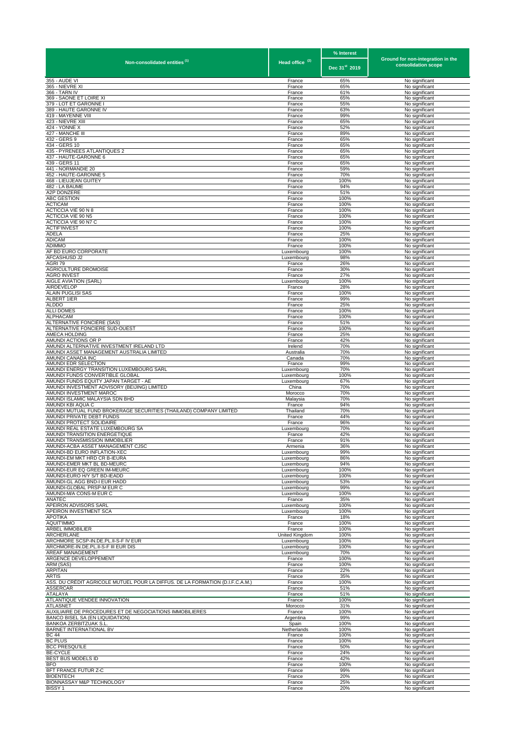| Non-consolidated entities (1) | Head office (2) | % Interest | Ground for non-integration in the consolidation scope |
|---|---|---|---|
| | | Dec 31st 2019 | |
| 355 - AUDE VI | France | 65% | No significant |
| 365 - NIEVRE XI | France | 65% | No significant |
| 366 - TARN IV | France | 61% | No significant |
| 369 - SAONE ET LOIRE XI | France | 65% | No significant |
| 379 - LOT ET GARONNE I | France | 55% | No significant |
| 389 - HAUTE GARONNE IV | France | 63% | No significant |
| 419 - MAYENNE VIII | France | 99% | No significant |
| 423 - NIEVRE XIII | France | 65% | No significant |
| 424 - YONNE X | France | 52% | No significant |
| 427 - MANCHE III | France | 89% | No significant |
| 432 - GERS 9 | France | 65% | No significant |
| 434 - GERS 10 | France | 65% | No significant |
| 435 - PYRENEES ATLANTIQUES 2 | France | 65% | No significant |
| 437 - HAUTE-GARONNE 6 | France | 65% | No significant |
| 439 - GERS 11 | France | 65% | No significant |
| 441 - NORMANDIE 20 | France | 59% | No significant |
| 452 - HAUTE-GARONNE 5 | France | 70% | No significant |
| 468 - LIEUJEAN GUITEY | France | 100% | No significant |
| 482 - LA BAUME | France | 94% | No significant |
| A2P DONZERE | France | 51% | No significant |
| ABC GESTION | France | 100% | No significant |
| ACTICAM | France | 100% | No significant |
| ACTICCIA VIE 90 N 8 | France | 100% | No significant |
| ACTICCIA VIE 90 N5 | France | 100% | No significant |
| ACTICCIA VIE 90 N7 C | France | 100% | No significant |
| ACTIF'INVEST | France | 100% | No significant |
| ADELA | France | 25% | No significant |
| ADICAM | France | 100% | No significant |
| ADIMMO | France | 100% | No significant |
| AF BD EURO CORPORATE | Luxembourg | 100% | No significant |
| AFCASHUSD J2 | Luxembourg | 98% | No significant |
| AGRI 79 | France | 26% | No significant |
| AGRICULTURE DROMOISE | France | 30% | No significant |
| AGRO INVEST | France | 27% | No significant |
| AIGLE AVIATION (SARL) | Luxembourg | 100% | No significant |
| AIRDEVELOP | France | 28% | No significant |
| ALAIN PUGLISI SAS | France | 100% | No significant |
| ALBERT 1IER | France | 99% | No significant |
| ALDDO | France | 25% | No significant |
| ALLI DOMES | France | 100% | No significant |
| ALPHACAM | France | 100% | No significant |
| ALTERNATIVE FONCIERE (SAS) | France | 51% | No significant |
| ALTERNATIVE FONCIERE SUD-OUEST | France | 100% | No significant |
| AMECA HOLDING | France | 25% | No significant |
| AMUNDI ACTIONS OR P | France | 42% | No significant |
| AMUNDI ALTERNATIVE INVESTMENT IRELAND LTD | Irelend | 70% | No significant |
| AMUNDI ASSET MANAGEMENT AUSTRALIA LIMITED | Australia | 70% | No significant |
| AMUNDI CANADA INC | Canada | 70% | No significant |
| AMUNDI EDR SELECTION | France | 99% | No significant |
| AMUNDI ENERGY TRANSITION LUXEMBOURG SARL | Luxembourg | 70% | No significant |
| AMUNDI FUNDS CONVERTIBLE GLOBAL | Luxembourg | 100% | No significant |
| AMUNDI FUNDS EQUITY JAPAN TARGET - AE | Luxembourg | 67% | No significant |
| AMUNDI INVESTMENT ADVISORY (BEIJING) LIMITED | China | 70% | No significant |
| AMUNDI INVESTMENT MAROC | Morocco | 70% | No significant |
| AMUNDI ISLAMIC MALAYSIA SDN BHD | Malaysia | 70% | No significant |
| AMUNDI KBI AQUA C | France | 94% | No significant |
| AMUNDI MUTUAL FUND BROKERAGE SECURITIES (THAILAND) COMPANY LIMITED | Thailand | 70% | No significant |
| AMUNDI PRIVATE DEBT FUNDS | France | 44% | No significant |
| AMUNDI PROTECT SOLIDAIRE | France | 96% | No significant |
| AMUNDI REAL ESTATE LUXEMBOURG SA | Luxembourg | 70% | No significant |
| AMUNDI TRANSITION ENERGETIQUE | France | 42% | No significant |
| AMUNDI TRANSMISSION IMMOBILIER | France | 91% | No significant |
| AMUNDI-ACBA ASSET MANAGEMENT CJSC | Armenia | 36% | No significant |
| AMUNDI-BD EURO INFLATION-XEC | Luxembourg | 99% | No significant |
| AMUNDI-EM MKT HRD CR B-IEURA | Luxembourg | 86% | No significant |
| AMUNDI-EMER MKT BL BD-MEURC | Luxembourg | 94% | No significant |
| AMUNDI-EUR EQ GREEN IM-MEURC | Luxembourg | 100% | No significant |
| AMUNDI-EURO H/Y S/T BD-IEADD | Luxembourg | 100% | No significant |
| AMUNDI-GL AGG BND-I EUR HADD | Luxembourg | 53% | No significant |
| AMUNDI-GLOBAL PRSP-M EUR C | Luxembourg | 99% | No significant |
| AMUNDI-M/A CONS-M EUR C | Luxembourg | 100% | No significant |
| ANATEC | France | 35% | No significant |
| APEIRON ADVISORS SARL | Luxembourg | 100% | No significant |
| APEIRON INVESTMENT SCA | Luxembourg | 100% | No significant |
| APOTIKA | France | 18% | No significant |
| AQUIT'IMMO | France | 100% | No significant |
| ARBEL IMMOBILIER | France | 100% | No significant |
| ARCHERLANE | United Kingdom | 100% | No significant |
| ARCHMORE SCSP-IN.DE.PL.II-S-F IV EUR | Luxembourg | 100% | No significant |
| ARCHMORE-IN.DE.PL.II-S-F III EUR DIS | Luxembourg | 100% | No significant |
| AREAF MANAGEMENT | Luxembourg | 70% | No significant |
| ARGENCE DEVELOPPEMENT | France | 100% | No significant |
| ARM (SAS) | France | 100% | No significant |
| ARPITAN | France | 22% | No significant |
| ARTIS | France | 35% | No significant |
| ASS. DU CRÉDIT AGRICOLE MUTUEL POUR LA DIFFUS. DE LA FORMATION (D.I.F.C.A.M.) | France | 100% | No significant |
| ASSERCAR | France | 51% | No significant |
| ATALAYA | France | 51% | No significant |
| ATLANTIQUE VENDEE INNOVATION | France | 100% | No significant |
| ATLASNET | Morocco | 31% | No significant |
| AUXILIAIRE DE PROCEDURES ET DE NEGOCIATIONS IMMOBILIERES | France | 100% | No significant |
| BANCO BISEL SA (EN LIQUIDATION) | Argentina | 99% | No significant |
| BANKOA ZERBITZUAK S.L. | Spain | 100% | No significant |
| BARNET INTERNATIONAL BV | Netherlands | 100% | No significant |
| BC 44 | France | 100% | No significant |
| BC PLUS | France | 100% | No significant |
| BCC PRESQU'ILE | France | 50% | No significant |
| BE-CYCLE | France | 24% | No significant |
| BEST BUS MODELS ID | France | 42% | No significant |
| BFO | France | 100% | No significant |
| BFT FRANCE FUTUR Z-C | France | 99% | No significant |
| BIOENTECH | France | 20% | No significant |
| BIONNASSAY M&P TECHNOLOGY | France | 25% | No significant |
| BISSY 1 | France | 20% | No significant |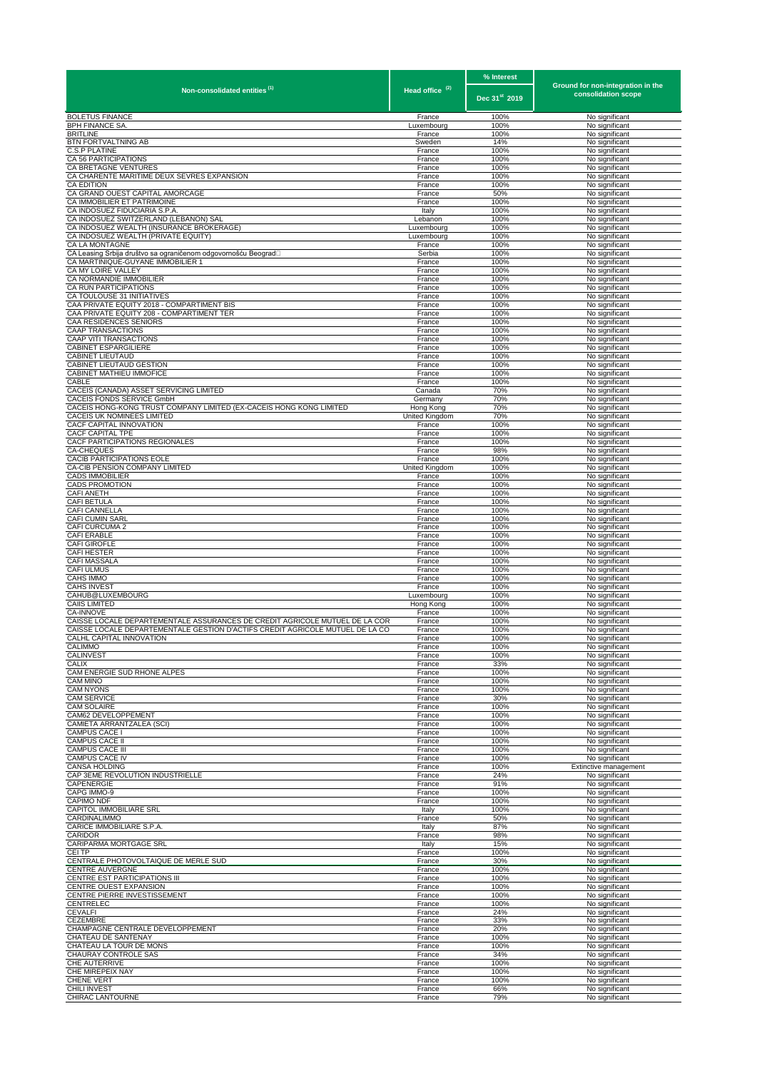| Non-consolidated entities [1] | Head office [2] | % Interest | Ground for non-integration in the consolidation scope |
|---|---|---|---|
| | | Dec 31st 2019 | |
| BOLETUS FINANCE | France | 100% | No significant |
| BPH FINANCE SA. | Luxembourg | 100% | No significant |
| BRITLINE | France | 100% | No significant |
| BTN FORTVALTNING AB | Sweden | 14% | No significant |
| C.S.P PLATINE | France | 100% | No significant |
| CA 56 PARTICIPATIONS | France | 100% | No significant |
| CA BRETAGNE VENTURES | France | 100% | No significant |
| CA CHARENTE MARITIME DEUX SEVRES EXPANSION | France | 100% | No significant |
| CA EDITION | France | 100% | No significant |
| CA GRAND OUEST CAPITAL AMORCAGE | France | 50% | No significant |
| CA IMMOBILIER ET PATRIMOINE | France | 100% | No significant |
| CA INDOSUEZ FIDUCIARIA S.P.A. | Italy | 100% | No significant |
| CA INDOSUEZ SWITZERLAND (LEBANON) SAL | Lebanon | 100% | No significant |
| CA INDOSUEZ WEALTH (INSURANCE BROKERAGE) | Luxembourg | 100% | No significant |
| CA INDOSUEZ WEALTH (PRIVATE EQUITY) | Luxembourg | 100% | No significant |
| CA LA MONTAGNE | France | 100% | No significant |
| CA Leasing Srbija društvo sa ograničenom odgovornošću Beograd | Serbia | 100% | No significant |
| CA MARTINIQUE-GUYANE IMMOBILIER 1 | France | 100% | No significant |
| CA MY LOIRE VALLEY | France | 100% | No significant |
| CA NORMANDIE IMMOBILIER | France | 100% | No significant |
| CA RUN PARTICIPATIONS | France | 100% | No significant |
| CA TOULOUSE 31 INITIATIVES | France | 100% | No significant |
| CAA PRIVATE EQUITY 2018 - COMPARTIMENT BIS | France | 100% | No significant |
| CAA PRIVATE EQUITY 208 - COMPARTIMENT TER | France | 100% | No significant |
| CAA RESIDENCES SENIORS | France | 100% | No significant |
| CAAP TRANSACTIONS | France | 100% | No significant |
| CAAP VITI TRANSACTIONS | France | 100% | No significant |
| CABINET ESPARGILIERE | France | 100% | No significant |
| CABINET LIEUTAUD | France | 100% | No significant |
| CABINET LIEUTAUD GESTION | France | 100% | No significant |
| CABINET MATHIEU IMMOFICE | France | 100% | No significant |
| CABLE | France | 100% | No significant |
| CACEIS (CANADA) ASSET SERVICING LIMITED | Canada | 70% | No significant |
| CACEIS FONDS SERVICE GmbH | Germany | 70% | No significant |
| CACEIS HONG-KONG TRUST COMPANY LIMITED (EX-CACEIS HONG KONG LIMITED | Hong Kong | 70% | No significant |
| CACEIS UK NOMINEES LIMITED | United Kingdom | 70% | No significant |
| CACF CAPITAL INNOVATION | France | 100% | No significant |
| CACF CAPITAL TPE | France | 100% | No significant |
| CACF PARTICIPATIONS REGIONALES | France | 100% | No significant |
| CA-CHEQUES | France | 98% | No significant |
| CACIB PARTICIPATIONS EOLE | France | 100% | No significant |
| CA-CIB PENSION COMPANY LIMITED | United Kingdom | 100% | No significant |
| CADS IMMOBILIER | France | 100% | No significant |
| CADS PROMOTION | France | 100% | No significant |
| CAFI ANETH | France | 100% | No significant |
| CAFI BETULA | France | 100% | No significant |
| CAFI CANNELLA | France | 100% | No significant |
| CAFI CUMIN SARL | France | 100% | No significant |
| CAFI CURCUMA 2 | France | 100% | No significant |
| CAFI ERABLE | France | 100% | No significant |
| CAFI GIROFLE | France | 100% | No significant |
| CAFI HESTER | France | 100% | No significant |
| CAFI MASSALA | France | 100% | No significant |
| CAFI ULMUS | France | 100% | No significant |
| CAHS IMMO | France | 100% | No significant |
| CAHS INVEST | France | 100% | No significant |
| CAHUB@LUXEMBOURG | Luxembourg | 100% | No significant |
| CAIIS LIMITED | Hong Kong | 100% | No significant |
| CA-INNOVE | France | 100% | No significant |
| CAISSE LOCALE DEPARTEMENTALE ASSURANCES DE CREDIT AGRICOLE MUTUEL DE LA COR | France | 100% | No significant |
| CAISSE LOCALE DEPARTEMENTALE GESTION D'ACTIFS CREDIT AGRICOLE MUTUEL DE LA CO | France | 100% | No significant |
| CALHL CAPITAL INNOVATION | France | 100% | No significant |
| CALIMMO | France | 100% | No significant |
| CALINVEST | France | 100% | No significant |
| CALIX | France | 33% | No significant |
| CAM ENERGIE SUD RHONE ALPES | France | 100% | No significant |
| CAM MINO | France | 100% | No significant |
| CAM NYONS | France | 100% | No significant |
| CAM SERVICE | France | 30% | No significant |
| CAM SOLAIRE | France | 100% | No significant |
| CAM62 DEVELOPPEMENT | France | 100% | No significant |
| CAMIETA ARRANTZALEA (SCI) | France | 100% | No significant |
| CAMPUS CACE I | France | 100% | No significant |
| CAMPUS CACE II | France | 100% | No significant |
| CAMPUS CACE III | France | 100% | No significant |
| CAMPUS CACE IV | France | 100% | No significant |
| CANSA HOLDING | France | 100% | Extinctive management |
| CAP 3EME REVOLUTION INDUSTRIELLE | France | 24% | No significant |
| CAPENERGIE | France | 91% | No significant |
| CAPG IMMO-9 | France | 100% | No significant |
| CAPIMO NDF | France | 100% | No significant |
| CAPITOL IMMOBILIARE SRL | Italy | 100% | No significant |
| CARDINALIMMO | France | 50% | No significant |
| CARICE IMMOBILIARE S.P.A. | Italy | 87% | No significant |
| CARIDOR | France | 98% | No significant |
| CARIPARMA MORTGAGE SRL | Italy | 15% | No significant |
| CEI TP | France | 100% | No significant |
| CENTRALE PHOTOVOLTAIQUE DE MERLE SUD | France | 30% | No significant |
| CENTRE AUVERGNE | France | 100% | No significant |
| CENTRE EST PARTICIPATIONS III | France | 100% | No significant |
| CENTRE OUEST EXPANSION | France | 100% | No significant |
| CENTRE PIERRE INVESTISSEMENT | France | 100% | No significant |
| CENTRELEC | France | 100% | No significant |
| CEVALFI | France | 24% | No significant |
| CEZEMBRE | France | 33% | No significant |
| CHAMPAGNE CENTRALE DEVELOPPEMENT | France | 20% | No significant |
| CHATEAU DE SANTENAY | France | 100% | No significant |
| CHATEAU LA TOUR DE MONS | France | 100% | No significant |
| CHAURAY CONTROLE SAS | France | 34% | No significant |
| CHE AUTERRIVE | France | 100% | No significant |
| CHE MIREPEIX NAY | France | 100% | No significant |
| CHENE VERT | France | 100% | No significant |
| CHILI INVEST | France | 66% | No significant |
| CHIRAC LANTOURNE | France | 79% | No significant |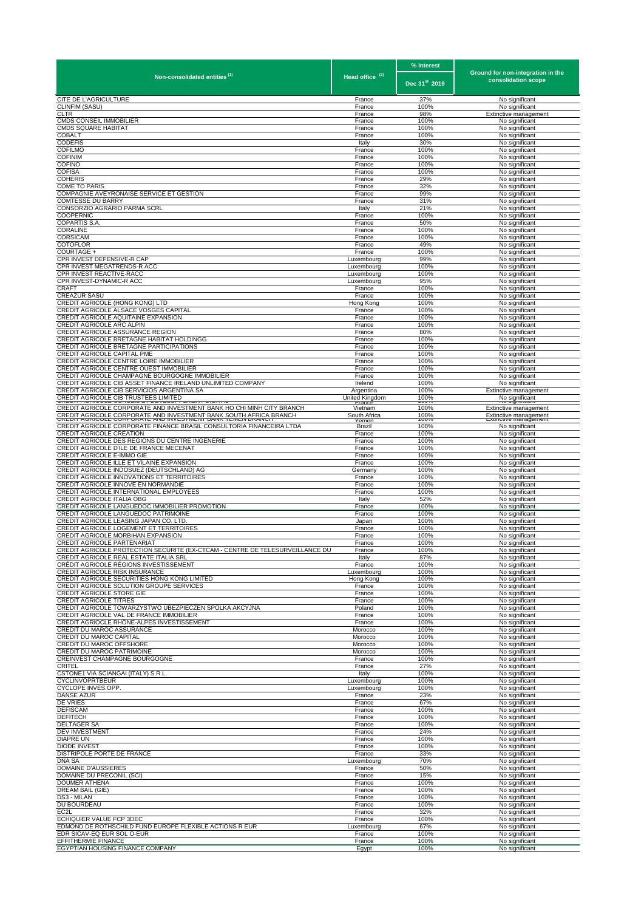| Non-consolidated entities (1) | Head office (2) | % Interest | Ground for non-integration in the consolidation scope |
|---|---|---|---|
| | | Dec 31st 2019 | |
| CITE DE L'AGRICULTURE | France | 37% | No significant |
| CLINFIM (SASU) | France | 100% | No significant |
| CLTR | France | 98% | Extinctive management |
| CMDS CONSEIL IMMOBILIER | France | 100% | No significant |
| CMDS SQUARE HABITAT | France | 100% | No significant |
| COBALT | France | 100% | No significant |
| CODEFIS | Italy | 30% | No significant |
| COFILMO | France | 100% | No significant |
| COFINIM | France | 100% | No significant |
| COFINO | France | 100% | No significant |
| COFISA | France | 100% | No significant |
| COHERIS | France | 29% | No significant |
| COME TO PARIS | France | 32% | No significant |
| COMPAGNIE AVEYRONAISE SERVICE ET GESTION | France | 99% | No significant |
| COMTESSE DU BARRY | France | 31% | No significant |
| CONSORZIO AGRARIO PARMA SCRL | Italy | 21% | No significant |
| COOPERNIC | France | 100% | No significant |
| COPARTIS S.A. | France | 50% | No significant |
| CORALINE | France | 100% | No significant |
| CORSICAM | France | 100% | No significant |
| COTOFLOR | France | 49% | No significant |
| COURTAGE + | France | 100% | No significant |
| CPR INVEST DEFENSIVE-R CAP | Luxembourg | 99% | No significant |
| CPR INVEST MEGATRENDS-R ACC | Luxembourg | 100% | No significant |
| CPR INVEST REACTIVE-RACC | Luxembourg | 100% | No significant |
| CPR INVEST-DYNAMIC-R ACC | Luxembourg | 95% | No significant |
| CRAFT | France | 100% | No significant |
| CREAZUR SASU | France | 100% | No significant |
| CREDIT AGRICOLE (HONG KONG) LTD | Hong Kong | 100% | No significant |
| CREDIT AGRICOLE ALSACE VOSGES CAPITAL | France | 100% | No significant |
| CREDIT AGRICOLE AQUITAINE EXPANSION | France | 100% | No significant |
| CREDIT AGRICOLE ARC ALPIN | France | 100% | No significant |
| CREDIT AGRICOLE ASSURANCE REGION | France | 80% | No significant |
| CREDIT AGRICOLE BRETAGNE HABITAT HOLDINGG | France | 100% | No significant |
| CREDIT AGRICOLE BRETAGNE PARTICIPATIONS | France | 100% | No significant |
| CREDIT AGRICOLE CAPITAL PME | France | 100% | No significant |
| CREDIT AGRICOLE CENTRE LOIRE IMMOBILIER | France | 100% | No significant |
| CREDIT AGRICOLE CENTRE OUEST IMMOBILIER | France | 100% | No significant |
| CREDIT AGRICOLE CHAMPAGNE BOURGOGNE IMMOBILIER | France | 100% | No significant |
| CREDIT AGRICOLE CIB ASSET FINANCE IRELAND UNLIMITED COMPANY | Irelend | 100% | No significant |
| CREDIT AGRICOLE CIB SERVICIOS ARGENTINA SA | Argentina | 100% | Extinctive management |
| CREDIT AGRICOLE CIB TRUSTEES LIMITED | United Kingdom | 100% | No significant |
| CREDIT AGRICOLE CORPORATE AND INVESTMENT BANK HO CHI MINH CITY BRANCH | Vietnam | 100% | Extinctive management |
| CREDIT AGRICOLE CORPORATE AND INVESTMENT BANK SOUTH AFRICA BRANCH | South Africa | 100% | Extinctive management |
| CREDIT AGRICOLE CORPORATE AND INVESTMENT BANK YEMEN BRANCH | Yemen | 100% | Extinctive management |
| CREDIT AGRICOLE CORPORATE FINANCE BRASIL CONSULTORIA FINANCEIRA LTDA | Brazil | 100% | No significant |
| CREDIT AGRICOLE CREATION | France | 100% | No significant |
| CREDIT AGRICOLE DES REGIONS DU CENTRE INGENERIE | France | 100% | No significant |
| CREDIT AGRICOLE D'ILE DE FRANCE MECENAT | France | 100% | No significant |
| CREDIT AGRICOLE E-IMMO GIE | France | 100% | No significant |
| CREDIT AGRICOLE ILLE ET VILAINE EXPANSION | France | 100% | No significant |
| CREDIT AGRICOLE INDOSUEZ (DEUTSCHLAND) AG | Germany | 100% | No significant |
| CREDIT AGRICOLE INNOVATIONS ET TERRITOIRES | France | 100% | No significant |
| CREDIT AGRICOLE INNOVE EN NORMANDIE | France | 100% | No significant |
| CREDIT AGRICOLE INTERNATIONAL EMPLOYEES | France | 100% | No significant |
| CREDIT AGRICOLE ITALIA OBG | Italy | 52% | No significant |
| CREDIT AGRICOLE LANGUEDOC IMMOBILIER PROMOTION | France | 100% | No significant |
| CREDIT AGRICOLE LANGUEDOC PATRIMOINE | France | 100% | No significant |
| CREDIT AGRICOLE LEASING JAPAN CO. LTD. | Japan | 100% | No significant |
| CREDIT AGRICOLE LOGEMENT ET TERRITOIRES | France | 100% | No significant |
| CREDIT AGRICOLE MORBIHAN EXPANSION | France | 100% | No significant |
| CREDIT AGRICOLE PARTENARIAT | France | 100% | No significant |
| CREDIT AGRICOLE PROTECTION SECURITE (EX-CTCAM - CENTRE DE TELESURVEILLANCE DU | France | 100% | No significant |
| CREDIT AGRICOLE REAL ESTATE ITALIA SRL | Italy | 87% | No significant |
| CREDIT AGRICOLE REGIONS INVESTISSEMENT | France | 100% | No significant |
| CREDIT AGRICOLE RISK INSURANCE | Luxembourg | 100% | No significant |
| CREDIT AGRICOLE SECURITIES HONG KONG LIMITED | Hong Kong | 100% | No significant |
| CREDIT AGRICOLE SOLUTION GROUPE SERVICES | France | 100% | No significant |
| CREDIT AGRICOLE STORE GIE | France | 100% | No significant |
| CREDIT AGRICOLE TITRES | France | 100% | No significant |
| CREDIT AGRICOLE TOWARZYSTWO UBEZPIECZEN SPOLKA AKCYJNA | Poland | 100% | No significant |
| CREDIT AGRICOLE VAL DE FRANCE IMMOBILIER | France | 100% | No significant |
| CRÉDIT AGRIOCLE RHÔNE-ALPES INVESTISSEMENT | France | 100% | No significant |
| CREDIT DU MAROC ASSURANCE | Morocco | 100% | No significant |
| CREDIT DU MAROC CAPITAL | Morocco | 100% | No significant |
| CREDIT DU MAROC OFFSHORE | Morocco | 100% | No significant |
| CREDIT DU MAROC PATRIMOINE | Morocco | 100% | No significant |
| CREINVEST CHAMPAGNE BOURGOGNE | France | 100% | No significant |
| CRITEL | France | 27% | No significant |
| CSTONE1 VIA SCIANGAI (ITALY) S.R.L. | Italy | 100% | No significant |
| CYCLINVOPRTBEUR | Luxembourg | 100% | No significant |
| CYCLOPE INVES.OPP. | Luxembourg | 100% | No significant |
| DANSE AZUR | France | 23% | No significant |
| DE VRIES | France | 67% | No significant |
| DEFISCAM | France | 100% | No significant |
| DEFITECH | France | 100% | No significant |
| DELTAGER SA | France | 100% | No significant |
| DEV INVESTMENT | France | 24% | No significant |
| DIAPRE UN | France | 100% | No significant |
| DIODE INVEST | France | 100% | No significant |
| DISTRIPOLE PORTE DE FRANCE | France | 33% | No significant |
| DNA SA | Luxembourg | 70% | No significant |
| DOMAINE D'AUSSIERES | France | 50% | No significant |
| DOMAINE DU PRECONIL (SCI) | France | 15% | No significant |
| DOUMER ATHENA | France | 100% | No significant |
| DREAM BAIL (GIE) | France | 100% | No significant |
| DS3 - MILAN | France | 100% | No significant |
| DU BOURDEAU | France | 100% | No significant |
| EC2L | France | 32% | No significant |
| ECHIQUIER VALUE FCP 3DEC | France | 100% | No significant |
| EDMOND DE ROTHSCHILD FUND EUROPE FLEXIBLE ACTIONS R EUR | Luxembourg | 67% | No significant |
| EDR SICAV-EQ EUR SOL O-EUR | France | 100% | No significant |
| EFFITHERMIE FINANCE | France | 100% | No significant |
| EGYPTIAN HOUSING FINANCE COMPANY | Egypt | 100% | No significant |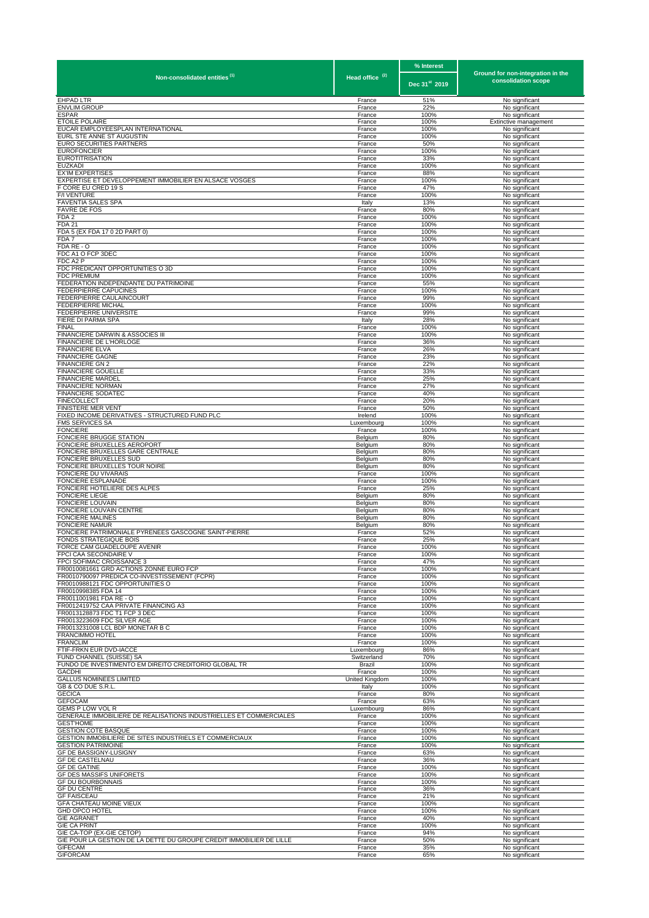| Non-consolidated entities [(1)] | Head office [(2)] | % Interest | Ground for non-integration in the consolidation scope |
|---|---|---|---|
| | | Dec 31[st] 2019 | |
| EHPAD LTR | France | 51% | No significant |
| ENVLIM GROUP | France | 22% | No significant |
| ESPAR | France | 100% | No significant |
| ETOILE POLAIRE | France | 100% | Extinctive management |
| EUCAR EMPLOYEESPLAN INTERNATIONAL | France | 100% | No significant |
| EURL STE ANNE ST AUGUSTIN | France | 100% | No significant |
| EURO SECURITIES PARTNERS | France | 50% | No significant |
| EUROFONCIER | France | 100% | No significant |
| EUROTITRISATION | France | 33% | No significant |
| EUZKADI | France | 100% | No significant |
| EX'IM EXPERTISES | France | 88% | No significant |
| EXPERTISE ET DEVELOPPEMENT IMMOBILIER EN ALSACE VOSGES | France | 100% | No significant |
| F CORE EU CRED 19 S | France | 47% | No significant |
| F/I VENTURE | France | 100% | No significant |
| FAVENTIA SALES SPA | Italy | 13% | No significant |
| FAVRE DE FOS | France | 80% | No significant |
| FDA 2 | France | 100% | No significant |
| FDA 21 | France | 100% | No significant |
| FDA 5 (EX FDA 17 0 2D PART 0) | France | 100% | No significant |
| FDA 7 | France | 100% | No significant |
| FDA RE - O | France | 100% | No significant |
| FDC A1 O FCP 3DEC | France | 100% | No significant |
| FDC A2 P | France | 100% | No significant |
| FDC PREDICANT OPPORTUNITIES O 3D | France | 100% | No significant |
| FDC PREMIUM | France | 100% | No significant |
| FEDERATION INDEPENDANTE DU PATRIMOINE | France | 55% | No significant |
| FEDERPIERRE CAPUCINES | France | 100% | No significant |
| FEDERPIERRE CAULAINCOURT | France | 99% | No significant |
| FEDERPIERRE MICHAL | France | 100% | No significant |
| FEDERPIERRE UNIVERSITE | France | 99% | No significant |
| FIERE DI PARMA SPA | Italy | 28% | No significant |
| FINAL | France | 100% | No significant |
| FINANCIERE DARWIN & ASSOCIES III | France | 100% | No significant |
| FINANCIERE DE L'HORLOGE | France | 36% | No significant |
| FINANCIERE ELVA | France | 26% | No significant |
| FINANCIERE GAGNE | France | 23% | No significant |
| FINANCIERE GN 2 | France | 22% | No significant |
| FINANCIERE GOUELLE | France | 33% | No significant |
| FINANCIERE MARDEL | France | 25% | No significant |
| FINANCIERE NORMAN | France | 27% | No significant |
| FINANCIERE SODATEC | France | 40% | No significant |
| FINECOLLECT | France | 20% | No significant |
| FINISTERE MER VENT | France | 50% | No significant |
| FIXED INCOME DERIVATIVES - STRUCTURED FUND PLC | Irelend | 100% | No significant |
| FMS SERVICES SA | Luxembourg | 100% | No significant |
| FONCIERE | France | 100% | No significant |
| FONCIERE BRUGGE STATION | Belgium | 80% | No significant |
| FONCIERE BRUXELLES AEROPORT | Belgium | 80% | No significant |
| FONCIERE BRUXELLES GARE CENTRALE | Belgium | 80% | No significant |
| FONCIERE BRUXELLES SUD | Belgium | 80% | No significant |
| FONCIERE BRUXELLES TOUR NOIRE | Belgium | 80% | No significant |
| FONCIERE DU VIVARAIS | France | 100% | No significant |
| FONCIERE ESPLANADE | France | 100% | No significant |
| FONCIERE HOTELIERE DES ALPES | France | 25% | No significant |
| FONCIERE LIEGE | Belgium | 80% | No significant |
| FONCIERE LOUVAIN | Belgium | 80% | No significant |
| FONCIERE LOUVAIN CENTRE | Belgium | 80% | No significant |
| FONCIERE MALINES | Belgium | 80% | No significant |
| FONCIERE NAMUR | Belgium | 80% | No significant |
| FONCIERE PATRIMONIALE PYRENEES GASCOGNE SAINT-PIERRE | France | 52% | No significant |
| FONDS STRATEGIQUE BOIS | France | 25% | No significant |
| FORCE CAM GUADELOUPE AVENIR | France | 100% | No significant |
| FPCI CAA SECONDAIRE V | France | 100% | No significant |
| FPCI SOFIMAC CROISSANCE 3 | France | 47% | No significant |
| FR0010081661 GRD ACTIONS ZONNE EURO FCP | France | 100% | No significant |
| FR0010790097 PREDICA CO-INVESTISSEMENT (FCPR) | France | 100% | No significant |
| FR0010988121 FDC OPPORTUNITIES O | France | 100% | No significant |
| FR0010998385 FDA 14 | France | 100% | No significant |
| FR0011001981 FDA RE - O | France | 100% | No significant |
| FR0012419752 CAA PRIVATE FINANCING A3 | France | 100% | No significant |
| FR0013128873 FDC T1 FCP 3 DEC | France | 100% | No significant |
| FR0013223609 FDC SILVER AGE | France | 100% | No significant |
| FR0013231008 LCL BDP MONETAR B C | France | 100% | No significant |
| FRANCIMMO HOTEL | France | 100% | No significant |
| FRANCLIM | France | 100% | No significant |
| FTIF-FRKN EUR DVD-IACCE | Luxembourg | 86% | No significant |
| FUND CHANNEL (SUISSE) SA | Switzerland | 70% | No significant |
| FUNDO DE INVESTIMENTO EM DIREITO CREDITORIO GLOBAL TR | Brazil | 100% | No significant |
| GACDHI | France | 100% | No significant |
| GALLUS NOMINEES LIMITED | United Kingdom | 100% | No significant |
| GB & CO DUE S.R.L. | Italy | 100% | No significant |
| GECICA | France | 80% | No significant |
| GEFOCAM | France | 63% | No significant |
| GEMS P LOW VOL R | Luxembourg | 86% | No significant |
| GENERALE IMMOBILIERE DE REALISATIONS INDUSTRIELLES ET COMMERCIALES | France | 100% | No significant |
| GEST'HOME | France | 100% | No significant |
| GESTION COTE BASQUE | France | 100% | No significant |
| GESTION IMMOBILIERE DE SITES INDUSTRIELS ET COMMERCIAUX | France | 100% | No significant |
| GESTION PATRIMOINE | France | 100% | No significant |
| GF DE BASSIGNY-LUSIGNY | France | 63% | No significant |
| GF DE CASTELNAU | France | 36% | No significant |
| GF DE GATINE | France | 100% | No significant |
| GF DES MASSIFS UNIFORETS | France | 100% | No significant |
| GF DU BOURBONNAIS | France | 100% | No significant |
| GF DU CENTRE | France | 36% | No significant |
| GF FAISCEAU | France | 21% | No significant |
| GFA CHATEAU MOINE VIEUX | France | 100% | No significant |
| GHD OPCO HOTEL | France | 100% | No significant |
| GIE AGRANET | France | 40% | No significant |
| GIE CA PRINT | France | 100% | No significant |
| GIE CA-TOP (EX-GIE CETOP) | France | 94% | No significant |
| GIE POUR LA GESTION DE LA DETTE DU GROUPE CREDIT IMMOBILIER DE LILLE | France | 50% | No significant |
| GIFECAM | France | 35% | No significant |
| GIFORCAM | France | 65% | No significant |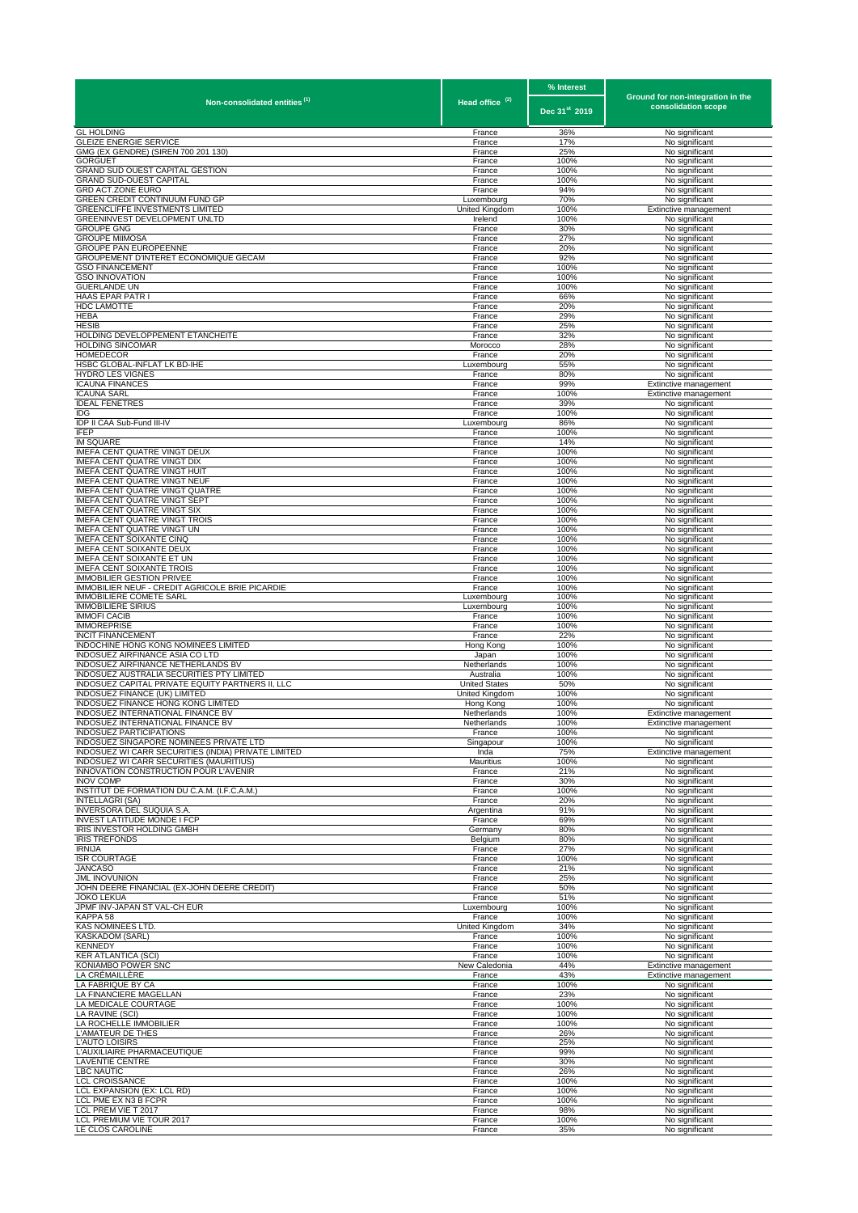| Non-consolidated entities [1] | Head office [2] | % Interest | Ground for non-integration in the consolidation scope |
|---|---|---|---|
| | | Dec 31st 2019 | |
| GL HOLDING | France | 36% | No significant |
| GLEIZE ENERGIE SERVICE | France | 17% | No significant |
| GMG (EX GENDRE) (SIREN 700 201 130) | France | 25% | No significant |
| GORGUET | France | 100% | No significant |
| GRAND SUD OUEST CAPITAL GESTION | France | 100% | No significant |
| GRAND SUD-OUEST CAPITAL | France | 100% | No significant |
| GRD ACT.ZONE EURO | France | 94% | No significant |
| GREEN CREDIT CONTINUUM FUND GP | Luxembourg | 70% | No significant |
| GREENCLIFFE INVESTMENTS LIMITED | United Kingdom | 100% | Extinctive management |
| GREENINVEST DEVELOPMENT UNLTD | Irelend | 100% | No significant |
| GROUPE GNG | France | 30% | No significant |
| GROUPE MIIMOSA | France | 27% | No significant |
| GROUPE PAN EUROPEENNE | France | 20% | No significant |
| GROUPEMENT D'INTERET ECONOMIQUE GECAM | France | 92% | No significant |
| GSO FINANCEMENT | France | 100% | No significant |
| GSO INNOVATION | France | 100% | No significant |
| GUERLANDE UN | France | 100% | No significant |
| HAAS EPAR PATR I | France | 66% | No significant |
| HDC LAMOTTE | France | 20% | No significant |
| HEBA | France | 29% | No significant |
| HESIB | France | 25% | No significant |
| HOLDING DEVELOPPEMENT ETANCHEITE | France | 32% | No significant |
| HOLDING SINCOMAR | Morocco | 28% | No significant |
| HOMEDECOR | France | 20% | No significant |
| HSBC GLOBAL-INFLAT LK BD-IHE | Luxembourg | 55% | No significant |
| HYDRO LES VIGNES | France | 80% | No significant |
| ICAUNA FINANCES | France | 99% | Extinctive management |
| ICAUNA SARL | France | 100% | Extinctive management |
| IDEAL FENETRES | France | 39% | No significant |
| IDG | France | 100% | No significant |
| IDP II CAA Sub-Fund III-IV | Luxembourg | 86% | No significant |
| IFEP | France | 100% | No significant |
| IM SQUARE | France | 14% | No significant |
| IMEFA CENT QUATRE VINGT DEUX | France | 100% | No significant |
| IMEFA CENT QUATRE VINGT DIX | France | 100% | No significant |
| IMEFA CENT QUATRE VINGT HUIT | France | 100% | No significant |
| IMEFA CENT QUATRE VINGT NEUF | France | 100% | No significant |
| IMEFA CENT QUATRE VINGT QUATRE | France | 100% | No significant |
| IMEFA CENT QUATRE VINGT SEPT | France | 100% | No significant |
| IMEFA CENT QUATRE VINGT SIX | France | 100% | No significant |
| IMEFA CENT QUATRE VINGT TROIS | France | 100% | No significant |
| IMEFA CENT QUATRE VINGT UN | France | 100% | No significant |
| IMEFA CENT SOIXANTE CINQ | France | 100% | No significant |
| IMEFA CENT SOIXANTE DEUX | France | 100% | No significant |
| IMEFA CENT SOIXANTE ET UN | France | 100% | No significant |
| IMEFA CENT SOIXANTE TROIS | France | 100% | No significant |
| IMMOBILIER GESTION PRIVEE | France | 100% | No significant |
| IMMOBILIER NEUF - CREDIT AGRICOLE BRIE PICARDIE | France | 100% | No significant |
| IMMOBILIERE COMETE SARL | Luxembourg | 100% | No significant |
| IMMOBILIERE SIRIUS | Luxembourg | 100% | No significant |
| IMMOFI CACIB | France | 100% | No significant |
| IMMOREPRISE | France | 100% | No significant |
| INCIT FINANCEMENT | France | 22% | No significant |
| INDOCHINE HONG KONG NOMINEES LIMITED | Hong Kong | 100% | No significant |
| INDOSUEZ AIRFINANCE ASIA CO LTD | Japan | 100% | No significant |
| INDOSUEZ AIRFINANCE NETHERLANDS BV | Netherlands | 100% | No significant |
| INDOSUEZ AUSTRALIA SECURITIES PTY LIMITED | Australia | 100% | No significant |
| INDOSUEZ CAPITAL PRIVATE EQUITY PARTNERS II, LLC | United States | 50% | No significant |
| INDOSUEZ FINANCE (UK) LIMITED | United Kingdom | 100% | No significant |
| INDOSUEZ FINANCE HONG KONG LIMITED | Hong Kong | 100% | No significant |
| INDOSUEZ INTERNATIONAL FINANCE BV | Netherlands | 100% | Extinctive management |
| INDOSUEZ INTERNATIONAL FINANCE BV | Netherlands | 100% | Extinctive management |
| INDOSUEZ PARTICIPATIONS | France | 100% | No significant |
| INDOSUEZ SINGAPORE NOMINEES PRIVATE LTD | Singapour | 100% | No significant |
| INDOSUEZ WI CARR SECURITIES (INDIA) PRIVATE LIMITED | Inda | 75% | Extinctive management |
| INDOSUEZ WI CARR SECURITIES (MAURITIUS) | Mauritius | 100% | No significant |
| INNOVATION CONSTRUCTION POUR L'AVENIR | France | 21% | No significant |
| INOV COMP | France | 30% | No significant |
| INSTITUT DE FORMATION DU C.A.M. (I.F.C.A.M.) | France | 100% | No significant |
| INTELLAGRI (SA) | France | 20% | No significant |
| INVERSORA DEL SUQUIA S.A. | Argentina | 91% | No significant |
| INVEST LATITUDE MONDE I FCP | France | 69% | No significant |
| IRIS INVESTOR HOLDING GMBH | Germany | 80% | No significant |
| IRIS TREFONDS | Belgium | 80% | No significant |
| IRNIJA | France | 27% | No significant |
| ISR COURTAGE | France | 100% | No significant |
| JANCASO | France | 21% | No significant |
| JML INOVUNION | France | 25% | No significant |
| JOHN DEERE FINANCIAL (EX-JOHN DEERE CREDIT) | France | 50% | No significant |
| JOKO LEKUA | France | 51% | No significant |
| JPMF INV-JAPAN ST VAL-CH EUR | Luxembourg | 100% | No significant |
| KAPPA 58 | France | 100% | No significant |
| KAS NOMINEES LTD. | United Kingdom | 34% | No significant |
| KASKADOM (SARL) | France | 100% | No significant |
| KENNEDY | France | 100% | No significant |
| KER ATLANTICA (SCI) | France | 100% | No significant |
| KONIAMBO POWER SNC | New Caledonia | 44% | Extinctive management |
| LA CRÉMAILLÈRE | France | 43% | Extinctive management |
| LA FABRIQUE BY CA | France | 100% | No significant |
| LA FINANCIERE MAGELLAN | France | 23% | No significant |
| LA MEDICALE COURTAGE | France | 100% | No significant |
| LA RAVINE (SCI) | France | 100% | No significant |
| LA ROCHELLE IMMOBILIER | France | 100% | No significant |
| L'AMATEUR DE THES | France | 26% | No significant |
| L'AUTO LOISIRS | France | 25% | No significant |
| L'AUXILIAIRE PHARMACEUTIQUE | France | 99% | No significant |
| LAVENTIE CENTRE | France | 30% | No significant |
| LBC NAUTIC | France | 26% | No significant |
| LCL CROISSANCE | France | 100% | No significant |
| LCL EXPANSION (EX: LCL RD) | France | 100% | No significant |
| LCL PME EX N3 B FCPR | France | 100% | No significant |
| LCL PREM VIE T 2017 | France | 98% | No significant |
| LCL PREMIUM VIE TOUR 2017 | France | 100% | No significant |
| LE CLOS CAROLINE | France | 35% | No significant |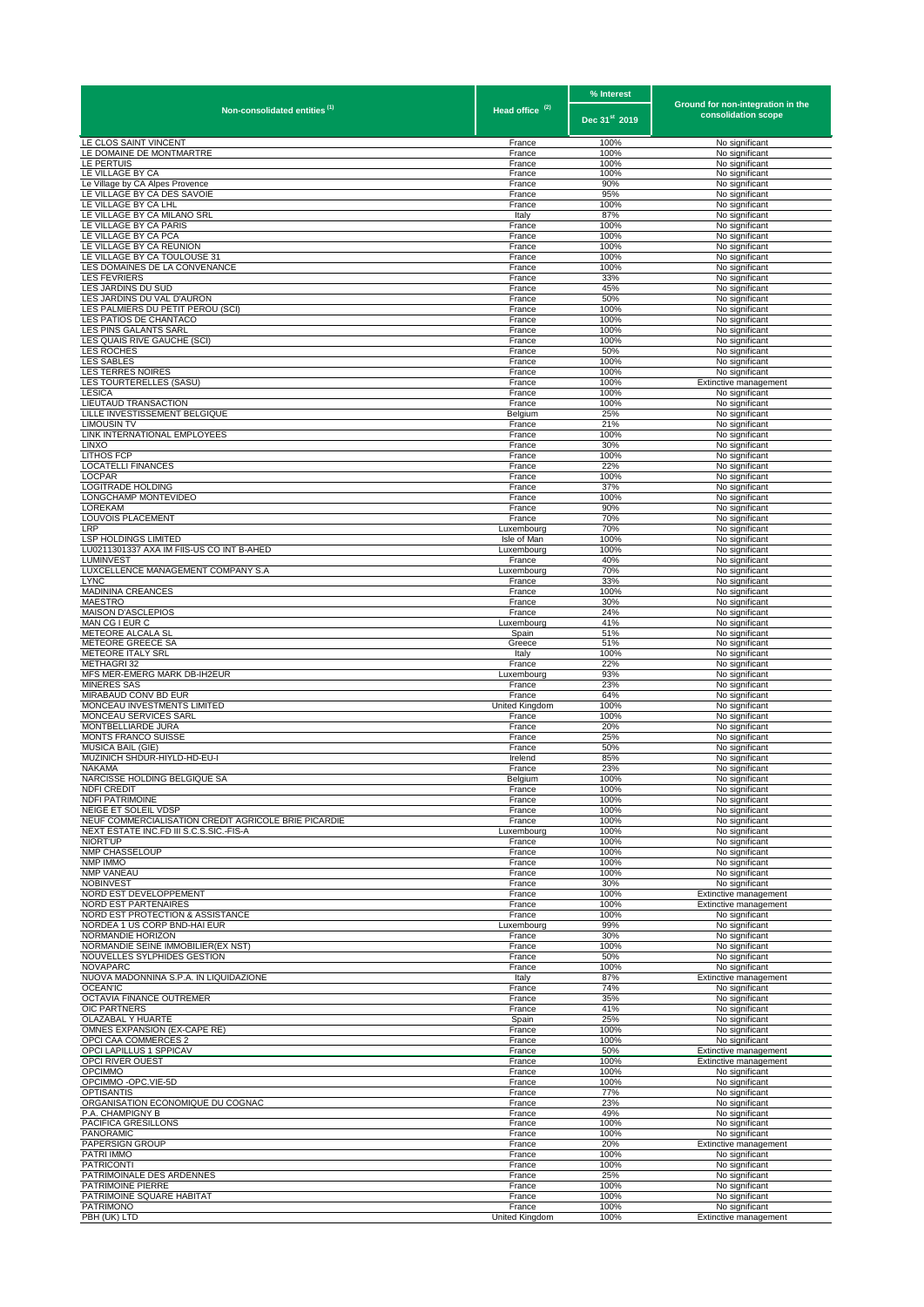| Non-consolidated entities [1] | Head office [2] | % Interest | Ground for non-integration in the consolidation scope |
|---|---|---|---|
| | | Dec 31st 2019 | |
| LE CLOS SAINT VINCENT | France | 100% | No significant |
| LE DOMAINE DE MONTMARTRE | France | 100% | No significant |
| LE PERTUIS | France | 100% | No significant |
| LE VILLAGE BY CA | France | 100% | No significant |
| Le Village by CA Alpes Provence | France | 90% | No significant |
| LE VILLAGE BY CA DES SAVOIE | France | 95% | No significant |
| LE VILLAGE BY CA LHL | France | 100% | No significant |
| LE VILLAGE BY CA MILANO SRL | Italy | 87% | No significant |
| LE VILLAGE BY CA PARIS | France | 100% | No significant |
| LE VILLAGE BY CA PCA | France | 100% | No significant |
| LE VILLAGE BY CA REUNION | France | 100% | No significant |
| LE VILLAGE BY CA TOULOUSE 31 | France | 100% | No significant |
| LES DOMAINES DE LA CONVENANCE | France | 100% | No significant |
| LES FEVRIERS | France | 33% | No significant |
| LES JARDINS DU SUD | France | 45% | No significant |
| LES JARDINS DU VAL D'AURON | France | 50% | No significant |
| LES PALMIERS DU PETIT PEROU (SCI) | France | 100% | No significant |
| LES PATIOS DE CHANTACO | France | 100% | No significant |
| LES PINS GALANTS SARL | France | 100% | No significant |
| LES QUAIS RIVE GAUCHE (SCI) | France | 100% | No significant |
| LES ROCHES | France | 50% | No significant |
| LES SABLES | France | 100% | No significant |
| LES TERRES NOIRES | France | 100% | No significant |
| LES TOURTERELLES (SASU) | France | 100% | Extinctive management |
| LESICA | France | 100% | No significant |
| LIEUTAUD TRANSACTION | France | 100% | No significant |
| LILLE INVESTISSEMENT BELGIQUE | Belgium | 25% | No significant |
| LIMOUSIN TV | France | 21% | No significant |
| LINK INTERNATIONAL EMPLOYEES | France | 100% | No significant |
| LINXO | France | 30% | No significant |
| LITHOS FCP | France | 100% | No significant |
| LOCATELLI FINANCES | France | 22% | No significant |
| LOCPAR | France | 100% | No significant |
| LOGITRADE HOLDING | France | 37% | No significant |
| LONGCHAMP MONTEVIDEO | France | 100% | No significant |
| LOREKAM | France | 90% | No significant |
| LOUVOIS PLACEMENT | France | 70% | No significant |
| LRP | Luxembourg | 70% | No significant |
| LSP HOLDINGS LIMITED | Isle of Man | 100% | No significant |
| LU0211301337 AXA IM FIIS-US CO INT B-AHED | Luxembourg | 100% | No significant |
| LUMINVEST | France | 40% | No significant |
| LUXCELLENCE MANAGEMENT COMPANY S.A | Luxembourg | 70% | No significant |
| LYNC | France | 33% | No significant |
| MADININA CREANCES | France | 100% | No significant |
| MAESTRO | France | 30% | No significant |
| MAISON D'ASCLEPIOS | France | 24% | No significant |
| MAN CG I EUR C | Luxembourg | 41% | No significant |
| METEORE ALCALA SL | Spain | 51% | No significant |
| METEORE GREECE SA | Greece | 51% | No significant |
| METEORE ITALY SRL | Italy | 100% | No significant |
| METHAGRI 32 | France | 22% | No significant |
| MFS MER-EMERG MARK DB-IH2EUR | Luxembourg | 93% | No significant |
| MINERES SAS | France | 23% | No significant |
| MIRABAUD CONV BD EUR | France | 64% | No significant |
| MONCEAU INVESTMENTS LIMITED | United Kingdom | 100% | No significant |
| MONCEAU SERVICES SARL | France | 100% | No significant |
| MONTBELLIARDE JURA | France | 20% | No significant |
| MONTS FRANCO SUISSE | France | 25% | No significant |
| MUSICA BAIL (GIE) | France | 50% | No significant |
| MUZINICH SHDUR-HIYLD-HD-EU-I | Irelend | 85% | No significant |
| NAKAMA | France | 23% | No significant |
| NARCISSE HOLDING BELGIQUE SA | Belgium | 100% | No significant |
| NDFI CREDIT | France | 100% | No significant |
| NDFI PATRIMOINE | France | 100% | No significant |
| NEIGE ET SOLEIL VDSP | France | 100% | No significant |
| NEUF COMMERCIALISATION CREDIT AGRICOLE BRIE PICARDIE | France | 100% | No significant |
| NEXT ESTATE INC.FD III S.C.S.SIC.-FIS-A | Luxembourg | 100% | No significant |
| NIORT'UP | France | 100% | No significant |
| NMP CHASSELOUP | France | 100% | No significant |
| NMP IMMO | France | 100% | No significant |
| NMP VANEAU | France | 100% | No significant |
| NOBINVEST | France | 30% | No significant |
| NORD EST DEVELOPPEMENT | France | 100% | Extinctive management |
| NORD EST PARTENAIRES | France | 100% | Extinctive management |
| NORD EST PROTECTION & ASSISTANCE | France | 100% | No significant |
| NORDEA 1 US CORP BND-HAI EUR | Luxembourg | 99% | No significant |
| NORMANDIE HORIZON | France | 30% | No significant |
| NORMANDIE SEINE IMMOBILIER(EX NST) | France | 100% | No significant |
| NOUVELLES SYLPHIDES GESTION | France | 50% | No significant |
| NOVAPARC | France | 100% | No significant |
| NUOVA MADONNINA S.P.A. IN LIQUIDAZIONE | Italy | 87% | Extinctive management |
| OCEAN'IC | France | 74% | No significant |
| OCTAVIA FINANCE OUTREMER | France | 35% | No significant |
| OIC PARTNERS | France | 41% | No significant |
| OLAZABAL Y HUARTE | Spain | 25% | No significant |
| OMNES EXPANSION (EX-CAPE RE) | France | 100% | No significant |
| OPCI CAA COMMERCES 2 | France | 100% | No significant |
| OPCI LAPILLUS 1 SPPICAV | France | 50% | Extinctive management |
| OPCI RIVER OUEST | France | 100% | Extinctive management |
| OPCIMMO | France | 100% | No significant |
| OPCIMMO -OPC.VIE-5D | France | 100% | No significant |
| OPTISANTIS | France | 77% | No significant |
| ORGANISATION ECONOMIQUE DU COGNAC | France | 23% | No significant |
| P.A. CHAMPIGNY B | France | 49% | No significant |
| PACIFICA GRESILLONS | France | 100% | No significant |
| PANORAMIC | France | 100% | No significant |
| PAPERSIGN GROUP | France | 20% | Extinctive management |
| PATRI IMMO | France | 100% | No significant |
| PATRICONTI | France | 100% | No significant |
| PATRIMOINALE DES ARDENNES | France | 25% | No significant |
| PATRIMOINE PIERRE | France | 100% | No significant |
| PATRIMOINE SQUARE HABITAT | France | 100% | No significant |
| PATRIMONO | France | 100% | No significant |
| PBH (UK) LTD | United Kingdom | 100% | Extinctive management |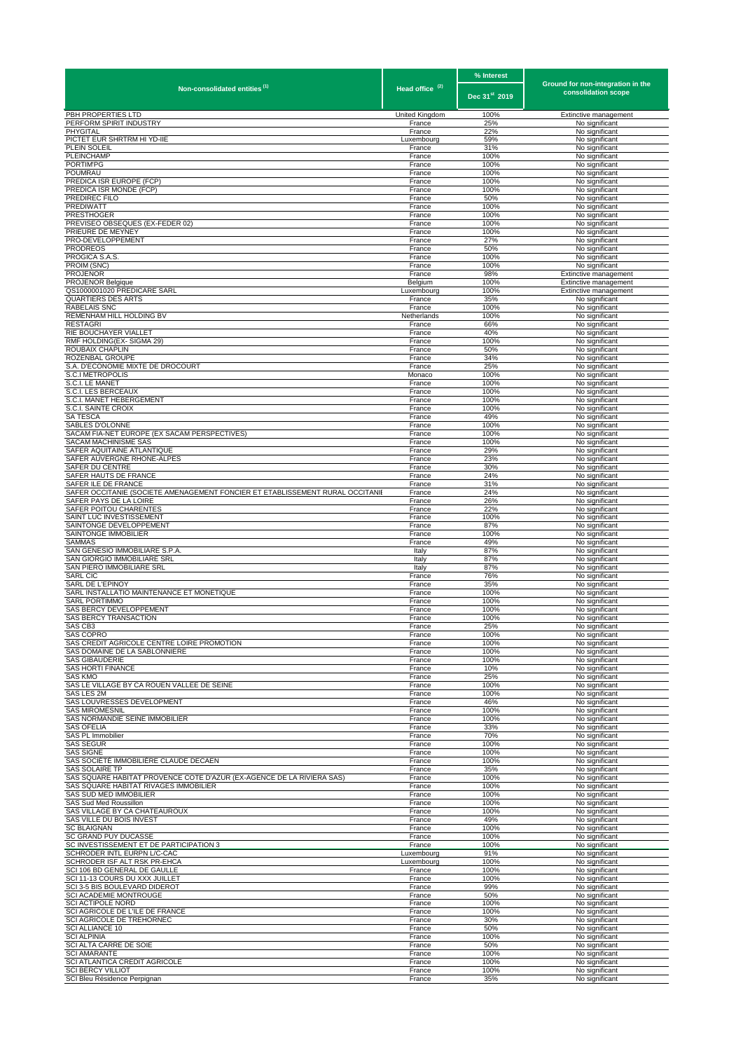| Non-consolidated entities (1) | Head office (2) | % Interest | Ground for non-integration in the consolidation scope |
|---|---|---|---|
| | | Dec 31st 2019 | |
| PBH PROPERTIES LTD | United Kingdom | 100% | Extinctive management |
| PERFORM SPIRIT INDUSTRY | France | 25% | No significant |
| PHYGITAL | France | 22% | No significant |
| PICTET EUR SHRTRM HI YD-IIE | Luxembourg | 59% | No significant |
| PLEIN SOLEIL | France | 31% | No significant |
| PLEINCHAMP | France | 100% | No significant |
| PORTIM'PG | France | 100% | No significant |
| POUMRAU | France | 100% | No significant |
| PREDICA ISR EUROPE (FCP) | France | 100% | No significant |
| PREDICA ISR MONDE (FCP) | France | 100% | No significant |
| PREDIREC FILO | France | 50% | No significant |
| PREDIWATT | France | 100% | No significant |
| PRESTHOGER | France | 100% | No significant |
| PREVISEO OBSEQUES (EX-FEDER 02) | France | 100% | No significant |
| PRIEURE DE MEYNEY | France | 100% | No significant |
| PRO-DEVELOPPEMENT | France | 27% | No significant |
| PRODREOS | France | 50% | No significant |
| PROGICA S.A.S. | France | 100% | No significant |
| PROIM (SNC) | France | 100% | No significant |
| PROJENOR | France | 98% | Extinctive management |
| PROJENOR Belgique | Belgium | 100% | Extinctive management |
| QS1000001020 PREDICARE SARL | Luxembourg | 100% | Extinctive management |
| QUARTIERS DES ARTS | France | 35% | No significant |
| RABELAIS SNC | France | 100% | No significant |
| REMENHAM HILL HOLDING BV | Netherlands | 100% | No significant |
| RESTAGRI | France | 66% | No significant |
| RIE BOUCHAYER VIALLET | France | 40% | No significant |
| RMF HOLDING(EX- SIGMA 29) | France | 100% | No significant |
| ROUBAIX CHAPLIN | France | 50% | No significant |
| ROZENBAL GROUPE | France | 34% | No significant |
| S.A. D'ECONOMIE MIXTE DE DROCOURT | France | 25% | No significant |
| S.C.I METROPOLIS | Monaco | 100% | No significant |
| S.C.I. LE MANET | France | 100% | No significant |
| S.C.I. LES BERCEAUX | France | 100% | No significant |
| S.C.I. MANET HEBERGEMENT | France | 100% | No significant |
| S.C.I. SAINTE CROIX | France | 100% | No significant |
| SA TESCA | France | 49% | No significant |
| SABLES D'OLONNE | France | 100% | No significant |
| SACAM FIA-NET EUROPE (EX SACAM PERSPECTIVES) | France | 100% | No significant |
| SACAM MACHINISME SAS | France | 100% | No significant |
| SAFER AQUITAINE ATLANTIQUE | France | 29% | No significant |
| SAFER AUVERGNE RHONE-ALPES | France | 23% | No significant |
| SAFER DU CENTRE | France | 30% | No significant |
| SAFER HAUTS DE FRANCE | France | 24% | No significant |
| SAFER ILE DE FRANCE | France | 31% | No significant |
| SAFER OCCITANIE (SOCIETE AMENAGEMENT FONCIER ET ETABLISSEMENT RURAL OCCITANIE | France | 24% | No significant |
| SAFER PAYS DE LA LOIRE | France | 26% | No significant |
| SAFER POITOU CHARENTES | France | 22% | No significant |
| SAINT LUC INVESTISSEMENT | France | 100% | No significant |
| SAINTONGE DEVELOPPEMENT | France | 87% | No significant |
| SAINTONGE IMMOBILIER | France | 100% | No significant |
| SAMMAS | France | 49% | No significant |
| SAN GENESIO IMMOBILIARE S.P.A. | Italy | 87% | No significant |
| SAN GIORGIO IMMOBILIARE SRL | Italy | 87% | No significant |
| SAN PIERO IMMOBILIARE SRL | Italy | 87% | No significant |
| SARL CIC | France | 76% | No significant |
| SARL DE L'EPINOY | France | 35% | No significant |
| SARL INSTALLATIO MAINTENANCE ET MONETIQUE | France | 100% | No significant |
| SARL PORTIMMO | France | 100% | No significant |
| SAS BERCY DEVELOPPEMENT | France | 100% | No significant |
| SAS BERCY TRANSACTION | France | 100% | No significant |
| SAS CB3 | France | 25% | No significant |
| SAS COPRO | France | 100% | No significant |
| SAS CREDIT AGRICOLE CENTRE LOIRE PROMOTION | France | 100% | No significant |
| SAS DOMAINE DE LA SABLONNIERE | France | 100% | No significant |
| SAS GIBAUDERIE | France | 100% | No significant |
| SAS HORTI FINANCE | France | 10% | No significant |
| SAS KMO | France | 25% | No significant |
| SAS LE VILLAGE BY CA ROUEN VALLEE DE SEINE | France | 100% | No significant |
| SAS LES 2M | France | 100% | No significant |
| SAS LOUVRESSES DEVELOPMENT | France | 46% | No significant |
| SAS MIROMESNIL | France | 100% | No significant |
| SAS NORMANDIE SEINE IMMOBILIER | France | 100% | No significant |
| SAS OFELIA | France | 33% | No significant |
| SAS PL Immobilier | France | 70% | No significant |
| SAS SEGUR | France | 100% | No significant |
| SAS SIGNE | France | 100% | No significant |
| SAS SOCIETE IMMOBILIERE CLAUDE DECAEN | France | 100% | No significant |
| SAS SOLAIRE TP | France | 35% | No significant |
| SAS SQUARE HABITAT PROVENCE COTE D'AZUR (EX-AGENCE DE LA RIVIERA SAS) | France | 100% | No significant |
| SAS SQUARE HABITAT RIVAGES IMMOBILIER | France | 100% | No significant |
| SAS SUD MED IMMOBILIER | France | 100% | No significant |
| SAS Sud Med Roussillon | France | 100% | No significant |
| SAS VILLAGE BY CA CHATEAUROUX | France | 100% | No significant |
| SAS VILLE DU BOIS INVEST | France | 49% | No significant |
| SC BLAIGNAN | France | 100% | No significant |
| SC GRAND PUY DUCASSE | France | 100% | No significant |
| SC INVESTISSEMENT ET DE PARTICIPATION 3 | France | 100% | No significant |
| SCHRODER INTL EURPN L/C-CAC | Luxembourg | 91% | No significant |
| SCHRODER ISF ALT RSK PR-EHCA | Luxembourg | 100% | No significant |
| SCI 106 BD GENERAL DE GAULLE | France | 100% | No significant |
| SCI 11-13 COURS DU XXX JUILLET | France | 100% | No significant |
| SCI 3-5 BIS BOULEVARD DIDEROT | France | 99% | No significant |
| SCI ACADEMIE MONTROUGE | France | 50% | No significant |
| SCI ACTIPOLE NORD | France | 100% | No significant |
| SCI AGRICOLE DE L'ILE DE FRANCE | France | 100% | No significant |
| SCI AGRICOLE DE TREHORNEC | France | 30% | No significant |
| SCI ALLIANCE 10 | France | 50% | No significant |
| SCI ALPINIA | France | 100% | No significant |
| SCI ALTA CARRE DE SOIE | France | 50% | No significant |
| SCI AMARANTE | France | 100% | No significant |
| SCI ATLANTICA CREDIT AGRICOLE | France | 100% | No significant |
| SCI BERCY VILLIOT | France | 100% | No significant |
| SCI Bleu Résidence Perpignan | France | 35% | No significant |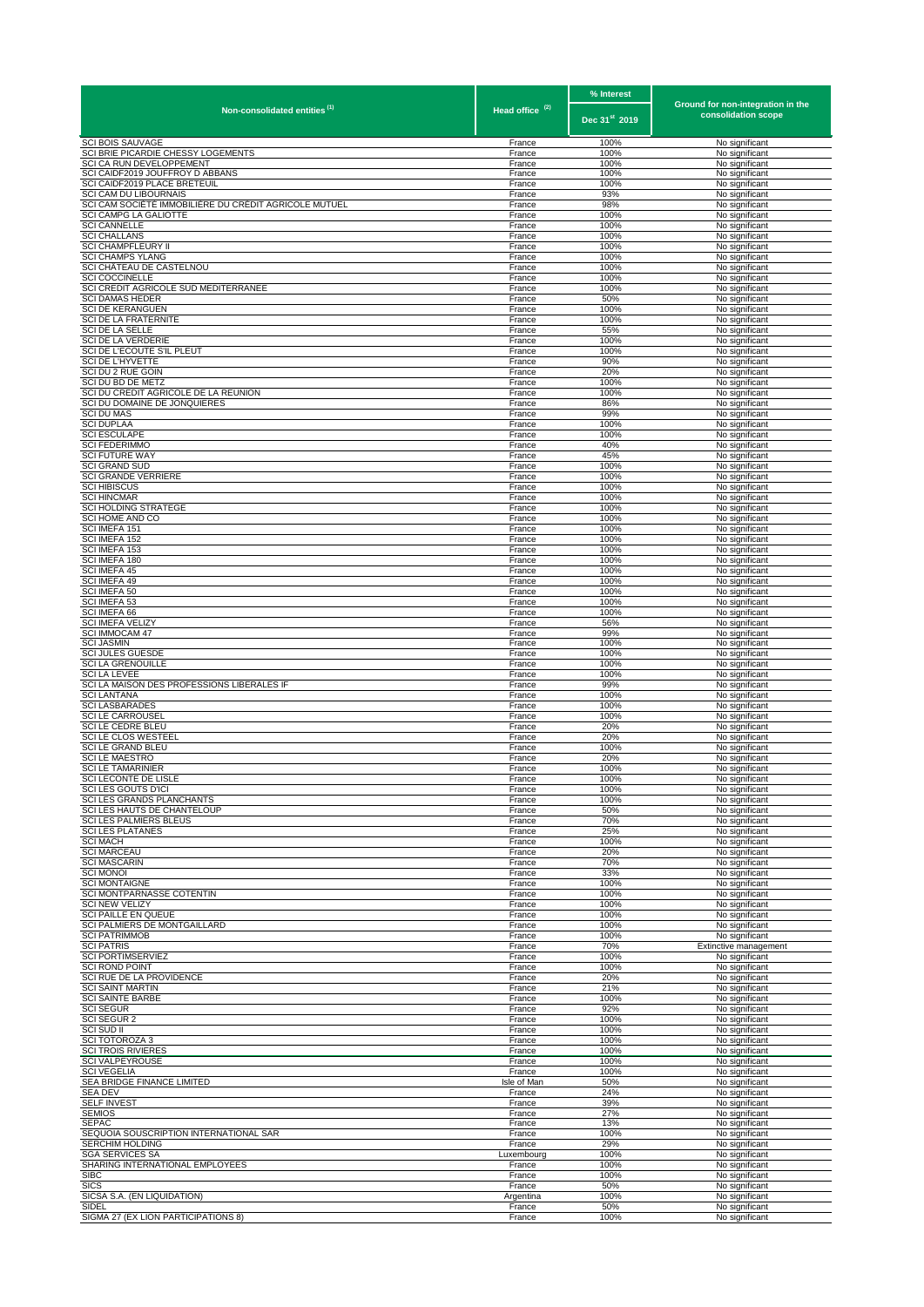| Non-consolidated entities [1] | Head office [2] | % Interest | Ground for non-integration in the consolidation scope |
|---|---|---|---|
| | | Dec 31st 2019 | |
| SCI BOIS SAUVAGE | France | 100% | No significant |
| SCI BRIE PICARDIE CHESSY LOGEMENTS | France | 100% | No significant |
| SCI CA RUN DEVELOPPEMENT | France | 100% | No significant |
| SCI CAIDF2019 JOUFFROY D ABBANS | France | 100% | No significant |
| SCI CAIDF2019 PLACE BRETEUIL | France | 100% | No significant |
| SCI CAM DU LIBOURNAIS | France | 93% | No significant |
| SCI CAM SOCIÉTÉ IMMOBILIÈRE DU CRÉDIT AGRICOLE MUTUEL | France | 98% | No significant |
| SCI CAMPG LA GALIOTTE | France | 100% | No significant |
| SCI CANNELLE | France | 100% | No significant |
| SCI CHALLANS | France | 100% | No significant |
| SCI CHAMPFLEURY II | France | 100% | No significant |
| SCI CHAMPS YLANG | France | 100% | No significant |
| SCI CHATEAU DE CASTELNOU | France | 100% | No significant |
| SCI COCCINELLE | France | 100% | No significant |
| SCI CREDIT AGRICOLE SUD MEDITERRANEE | France | 100% | No significant |
| SCI DAMAS HEDER | France | 50% | No significant |
| SCI DE KERANGUEN | France | 100% | No significant |
| SCI DE LA FRATERNITE | France | 100% | No significant |
| SCI DE LA SELLE | France | 55% | No significant |
| SCI DE LA VERDERIE | France | 100% | No significant |
| SCI DE L'ECOUTE S'IL PLEUT | France | 100% | No significant |
| SCI DE L'HYVETTE | France | 90% | No significant |
| SCI DU 2 RUE GOIN | France | 20% | No significant |
| SCI DU BD DE METZ | France | 100% | No significant |
| SCI DU CREDIT AGRICOLE DE LA REUNION | France | 100% | No significant |
| SCI DU DOMAINE DE JONQUIERES | France | 86% | No significant |
| SCI DU MAS | France | 99% | No significant |
| SCI DUPLAA | France | 100% | No significant |
| SCI ESCULAPE | France | 100% | No significant |
| SCI FEDERIMMO | France | 40% | No significant |
| SCI FUTURE WAY | France | 45% | No significant |
| SCI GRAND SUD | France | 100% | No significant |
| SCI GRANDE VERRIERE | France | 100% | No significant |
| SCI HIBISCUS | France | 100% | No significant |
| SCI HINCMAR | France | 100% | No significant |
| SCI HOLDING STRATEGE | France | 100% | No significant |
| SCI HOME AND CO | France | 100% | No significant |
| SCI IMEFA 151 | France | 100% | No significant |
| SCI IMEFA 152 | France | 100% | No significant |
| SCI IMEFA 153 | France | 100% | No significant |
| SCI IMEFA 180 | France | 100% | No significant |
| SCI IMEFA 45 | France | 100% | No significant |
| SCI IMEFA 49 | France | 100% | No significant |
| SCI IMEFA 50 | France | 100% | No significant |
| SCI IMEFA 53 | France | 100% | No significant |
| SCI IMEFA 66 | France | 100% | No significant |
| SCI IMEFA VELIZY | France | 56% | No significant |
| SCI IMMOCAM 47 | France | 99% | No significant |
| SCI JASMIN | France | 100% | No significant |
| SCI JULES GUESDE | France | 100% | No significant |
| SCI LA GRENOUILLE | France | 100% | No significant |
| SCI LA LEVEE | France | 100% | No significant |
| SCI LA MAISON DES PROFESSIONS LIBERALES IF | France | 99% | No significant |
| SCI LANTANA | France | 100% | No significant |
| SCI LASBARADES | France | 100% | No significant |
| SCI LE CARROUSEL | France | 100% | No significant |
| SCI LE CEDRE BLEU | France | 20% | No significant |
| SCI LE CLOS WESTEEL | France | 20% | No significant |
| SCI LE GRAND BLEU | France | 100% | No significant |
| SCI LE MAESTRO | France | 20% | No significant |
| SCI LE TAMARINIER | France | 100% | No significant |
| SCI LECONTE DE LISLE | France | 100% | No significant |
| SCI LES GOUTS D'ICI | France | 100% | No significant |
| SCI LES GRANDS PLANCHANTS | France | 100% | No significant |
| SCI LES HAUTS DE CHANTELOUP | France | 50% | No significant |
| SCI LES PALMIERS BLEUS | France | 70% | No significant |
| SCI LES PLATANES | France | 25% | No significant |
| SCI MACH | France | 100% | No significant |
| SCI MARCEAU | France | 20% | No significant |
| SCI MASCARIN | France | 70% | No significant |
| SCI MONOI | France | 33% | No significant |
| SCI MONTAIGNE | France | 100% | No significant |
| SCI MONTPARNASSE COTENTIN | France | 100% | No significant |
| SCI NEW VELIZY | France | 100% | No significant |
| SCI PAILLE EN QUEUE | France | 100% | No significant |
| SCI PALMIERS DE MONTGAILLARD | France | 100% | No significant |
| SCI PATRIMMOB | France | 100% | No significant |
| SCI PATRIS | France | 70% | Extinctive management |
| SCI PORTIMSERVIEZ | France | 100% | No significant |
| SCI ROND POINT | France | 100% | No significant |
| SCI RUE DE LA PROVIDENCE | France | 20% | No significant |
| SCI SAINT MARTIN | France | 21% | No significant |
| SCI SAINTE BARBE | France | 100% | No significant |
| SCI SEGUR | France | 92% | No significant |
| SCI SEGUR 2 | France | 100% | No significant |
| SCI SUD II | France | 100% | No significant |
| SCI TOTOROZA 3 | France | 100% | No significant |
| SCI TROIS RIVIERES | France | 100% | No significant |
| SCI VALPEYROUSE | France | 100% | No significant |
| SCI VEGELIA | France | 100% | No significant |
| SEA BRIDGE FINANCE LIMITED | Isle of Man | 50% | No significant |
| SEA DEV | France | 24% | No significant |
| SELF INVEST | France | 39% | No significant |
| SEMIOS | France | 27% | No significant |
| SEPAC | France | 13% | No significant |
| SEQUOIA SOUSCRIPTION INTERNATIONAL SAR | France | 100% | No significant |
| SERCHIM HOLDING | France | 29% | No significant |
| SGA SERVICES SA | Luxembourg | 100% | No significant |
| SHARING INTERNATIONAL EMPLOYEES | France | 100% | No significant |
| SIBC | France | 100% | No significant |
| SICS | France | 50% | No significant |
| SICSA S.A. (EN LIQUIDATION) | Argentina | 100% | No significant |
| SIDEL | France | 50% | No significant |
| SIGMA 27 (EX LION PARTICIPATIONS 8) | France | 100% | No significant |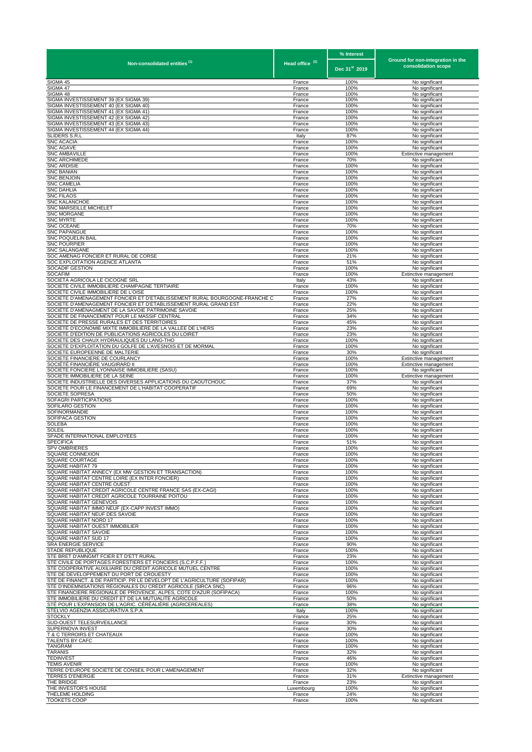| Non-consolidated entities (1) | Head office (2) | % Interest | Ground for non-integration in the consolidation scope |
|---|---|---|---|
| | | Dec 31st 2019 | |
| SIGMA 45 | France | 100% | No significant |
| SIGMA 47 | France | 100% | No significant |
| SIGMA 48 | France | 100% | No significant |
| SIGMA INVESTISSEMENT 39 (EX SIGMA 39) | France | 100% | No significant |
| SIGMA INVESTISSEMENT 40 (EX SIGMA 40) | France | 100% | No significant |
| SIGMA INVESTISSEMENT 41 (EX SIGMA 41) | France | 100% | No significant |
| SIGMA INVESTISSEMENT 42 (EX SIGMA 42) | France | 100% | No significant |
| SIGMA INVESTISSEMENT 43 (EX SIGMA 43) | France | 100% | No significant |
| SIGMA INVESTISSEMENT 44 (EX SIGMA 44) | France | 100% | No significant |
| SLIDERS S.R.L | Italy | 87% | No significant |
| SNC ACACIA | France | 100% | No significant |
| SNC AGAVE | France | 100% | No significant |
| SNC AMBAVILLE | France | 100% | Extinctive management |
| SNC ARCHIMEDE | France | 70% | No significant |
| SNC ARDISIE | France | 100% | No significant |
| SNC BANIAN | France | 100% | No significant |
| SNC BENJOIN | France | 100% | No significant |
| SNC CAMELIA | France | 100% | No significant |
| SNC DAHLIA | France | 100% | No significant |
| SNC FILAOS | France | 100% | No significant |
| SNC KALANCHOE | France | 100% | No significant |
| SNC MARSEILLE MICHELET | France | 100% | No significant |
| SNC MORGANE | France | 100% | No significant |
| SNC MYRTE | France | 100% | No significant |
| SNC OCEANE | France | 70% | No significant |
| SNC PAPANGUE | France | 100% | No significant |
| SNC POQUELIN BAIL | France | 100% | No significant |
| SNC POURPIER | France | 100% | No significant |
| SNC SALANGANE | France | 100% | No significant |
| SOC AMENAG FONCIER ET RURAL DE CORSE | France | 21% | No significant |
| SOC EXPLOITATION AGENCE ATLANTA | France | 51% | No significant |
| SOCADIF GESTION | France | 100% | No significant |
| SOCAFIM | France | 100% | Extinctive management |
| SOCIETA AGRICOLA LE CICOGNE SRL | Italy | 43% | No significant |
| SOCIETE CIVILE IMMOBILIERE CHAMPAGNE TERTIAIRE | France | 100% | No significant |
| SOCIETE CIVILE IMMOBILIERE DE L'OISE | France | 100% | No significant |
| SOCIETE D'AMENAGEMENT FONCIER ET D'ETABLISSEMENT RURAL BOURGOGNE-FRANCHE C | France | 27% | No significant |
| SOCIETE D'AMENAGEMENT FONCIER ET D'ETABLISSEMENT RURAL GRAND EST | France | 22% | No significant |
| SOCIÉTÉ D'AMÉNAGMENT DE LA SAVOIE PATRIMOINE SAVOIE | France | 25% | No significant |
| SOCIETE DE FINANCEMENT POUR LE MASSIF CENTRAL | France | 34% | No significant |
| SOCIETE DE PRESSE RURALES ET DES TERRITOIRES | France | 45% | No significant |
| SOCIÉTÉ D'ÉCONOMIE MIXTE IMMOBILIÈRE DE LA VALLÉE DE L'HERS | France | 23% | No significant |
| SOCIETE D'EDITION DE PUBLICATIONS AGRICOLES DU LOIRET | France | 23% | No significant |
| SOCIETE DES CHAUX HYDRAULIQUES DU LANG-THO | France | 100% | No significant |
| SOCIETE D'EXPLOITATION DU GOLFE DE L'AVESNOIS ET DE MORMAL | France | 100% | No significant |
| SOCIETE EUROPEENNE DE MALTERIE | France | 30% | No significant |
| SOCIETE FINANCIERE DE COURLANCY | France | 100% | Extinctive management |
| SOCIÉTÉ FINANCIÈRE VAUGIRARD II | France | 100% | Extinctive management |
| SOCIETE FONCIERE LYONNAISE IMMOBILIERE (SASU) | France | 100% | No significant |
| SOCIETE IMMOBILIERE DE LA SEINE | France | 100% | Extinctive management |
| SOCIETE INDUSTRIELLE DES DIVERSES APPLICATIONS DU CAOUTCHOUC | France | 37% | No significant |
| SOCIETE POUR LE FINANCEMENT DE L'HABITAT COOPERATIF | France | 69% | No significant |
| SOCIETE SOPRESA | France | 50% | No significant |
| SOFAGRI PARTICIPATIONS | France | 100% | No significant |
| SOFILARO GESTION | France | 100% | No significant |
| SOFINORMANDIE | France | 100% | No significant |
| SOFIPACA GESTION | France | 100% | No significant |
| SOLEBA | France | 100% | No significant |
| SOLEIL | France | 100% | No significant |
| SPADE INTERNATIONAL EMPLOYEES | France | 100% | No significant |
| SPECIFICA | France | 51% | No significant |
| SPV OMBRIERES | France | 100% | No significant |
| SQUARE CONNEXION | France | 100% | No significant |
| SQUARE COURTAGE | France | 100% | No significant |
| SQUARE HABITAT 79 | France | 100% | No significant |
| SQUARE HABITAT ANNECY (EX MW GESTION ET TRANSACTION) | France | 100% | No significant |
| SQUARE HABITAT CENTRE LOIRE (EX INTER FONCIER) | France | 100% | No significant |
| SQUARE HABITAT CENTRE OUEST | France | 100% | No significant |
| SQUARE HABITAT CREDIT AGRICOLE CENTRE FRANCE SAS (EX-CAGI) | France | 100% | No significant |
| SQUARE HABITAT CREDIT AGRICOLE TOURRAINE POITOU | France | 100% | No significant |
| SQUARE HABITAT GENEVOIS | France | 100% | No significant |
| SQUARE HABITAT IMMO NEUF (EX-CAPP INVEST IMMO) | France | 100% | No significant |
| SQUARE HABITAT NEUF DES SAVOIE | France | 100% | No significant |
| SQUARE HABITAT NORD 17 | France | 100% | No significant |
| SQUARE HABITAT OUEST IMMOBILIER | France | 100% | No significant |
| SQUARE HABITAT SAVOIE | France | 100% | No significant |
| SQUARE HABITAT SUD 17 | France | 100% | No significant |
| SRA ENERGIE SERVICE | France | 90% | No significant |
| STADE REPUBLIQUE | France | 100% | No significant |
| STE BRET D'AMNGMT FCIER ET D'ETT RURAL | France | 23% | No significant |
| STÉ CIVILE DE PORTAGES FORESTIERS ET FONCIERS (S.C.P.F.F.) | France | 100% | No significant |
| STÉ COOPÉRATIVE AUXILIAIRE DU CRÉDIT AGRICOLE MUTUEL CENTRE | France | 100% | No significant |
| STE DE DEVELOPPEMENT DU PORT DE CROUESTY | France | 100% | No significant |
| STÉ DE FINANCT. & DE PARTICIP. PR LE DÉVELOPT DE L'AGRICULTURE (SOFIPAR) | France | 100% | No significant |
| STÉ D'INDEMNISATIONS RÉGIONALES DU CRÉDIT AGRICOLE (SIRCA SNC) | France | 96% | No significant |
| STE FINANCIERE REGIONALE DE PROVENCE, ALPES, COTE D'AZUR (SOFIPACA) | France | 100% | No significant |
| STE IMMOBILIERE DU CREDIT ET DE LA MUTUALITE AGRICOLE | France | 50% | No significant |
| STÉ POUR L'EXPANSION DE L'AGRIC. CÉRÉALIÈRE (AGRICEREALES) | France | 38% | No significant |
| STELVIO AGENZIA ASSICURATIVA S.P.A | Italy | 100% | No significant |
| STOCKLY | France | 25% | No significant |
| SUD-OUEST TELESURVEILLANCE | France | 30% | No significant |
| SUPERNOVA INVEST | France | 30% | No significant |
| T & C TERROIRS ET CHATEAUX | France | 100% | No significant |
| TALENTS BY CAFC | France | 100% | No significant |
| TANGRAM | France | 100% | No significant |
| TARANIS | France | 32% | No significant |
| TEDINVEST | France | 46% | No significant |
| TEMIS AVENIR | France | 100% | No significant |
| TERRE D'EUROPE SOCIETE DE CONSEIL POUR L'AMENAGEMENT | France | 32% | No significant |
| TERRES D'ENERGIE | France | 31% | Extinctive management |
| THE BRIDGE | France | 23% | No significant |
| THE INVESTOR'S HOUSE | Luxembourg | 100% | No significant |
| THELEME HOLDING | France | 24% | No significant |
| TOOKETS COOP | France | 100% | No significant |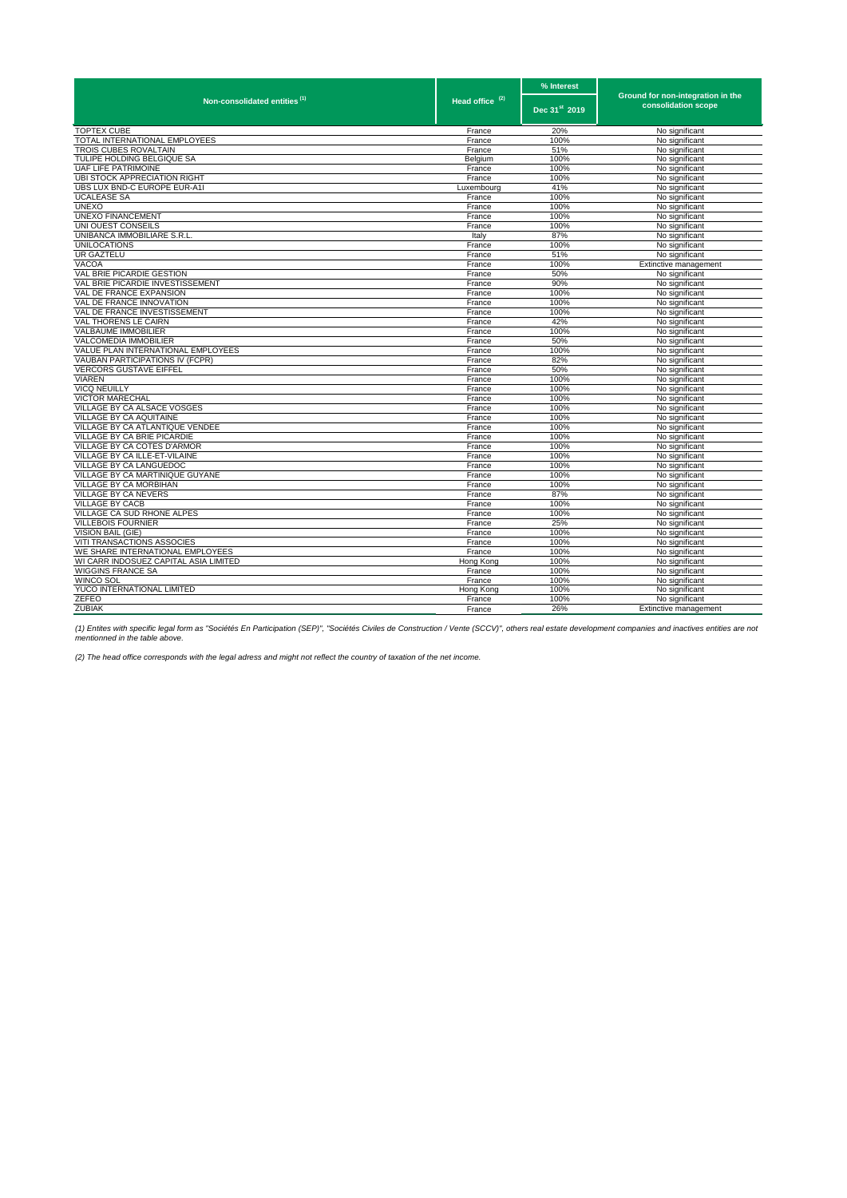| Non-consolidated entities [1] | Head office [2] | % Interest | Ground for non-integration in the consolidation scope |
|---|---|---|---|
| | | Dec 31st 2019 | |
| TOPTEX CUBE | France | 20% | No significant |
| TOTAL INTERNATIONAL EMPLOYEES | France | 100% | No significant |
| TROIS CUBES ROVALTAIN | France | 51% | No significant |
| TULIPE HOLDING BELGIQUE SA | Belgium | 100% | No significant |
| UAF LIFE PATRIMOINE | France | 100% | No significant |
| UBI STOCK APPRECIATION RIGHT | France | 100% | No significant |
| UBS LUX BND-C EUROPE EUR-A1I | Luxembourg | 41% | No significant |
| UCALEASE SA | France | 100% | No significant |
| UNEXO | France | 100% | No significant |
| UNEXO FINANCEMENT | France | 100% | No significant |
| UNI OUEST CONSEILS | France | 100% | No significant |
| UNIBANCA IMMOBILIARE S.R.L. | Italy | 87% | No significant |
| UNILOCATIONS | France | 100% | No significant |
| UR GAZTELU | France | 51% | No significant |
| VACOA | France | 100% | Extinctive management |
| VAL BRIE PICARDIE GESTION | France | 50% | No significant |
| VAL BRIE PICARDIE INVESTISSEMENT | France | 90% | No significant |
| VAL DE FRANCE EXPANSION | France | 100% | No significant |
| VAL DE FRANCE INNOVATION | France | 100% | No significant |
| VAL DE FRANCE INVESTISSEMENT | France | 100% | No significant |
| VAL THORENS LE CAIRN | France | 42% | No significant |
| VALBAUME IMMOBILIER | France | 100% | No significant |
| VALCOMEDIA IMMOBILIER | France | 50% | No significant |
| VALUE PLAN INTERNATIONAL EMPLOYEES | France | 100% | No significant |
| VAUBAN PARTICIPATIONS IV (FCPR) | France | 82% | No significant |
| VERCORS GUSTAVE EIFFEL | France | 50% | No significant |
| VIAREN | France | 100% | No significant |
| VICQ NEUILLY | France | 100% | No significant |
| VICTOR MARECHAL | France | 100% | No significant |
| VILLAGE BY CA ALSACE VOSGES | France | 100% | No significant |
| VILLAGE BY CA AQUITAINE | France | 100% | No significant |
| VILLAGE BY CA ATLANTIQUE VENDEE | France | 100% | No significant |
| VILLAGE BY CA BRIE PICARDIE | France | 100% | No significant |
| VILLAGE BY CA COTES D'ARMOR | France | 100% | No significant |
| VILLAGE BY CA ILLE-ET-VILAINE | France | 100% | No significant |
| VILLAGE BY CA LANGUEDOC | France | 100% | No significant |
| VILLAGE BY CA MARTINIQUE GUYANE | France | 100% | No significant |
| VILLAGE BY CA MORBIHAN | France | 100% | No significant |
| VILLAGE BY CA NEVERS | France | 87% | No significant |
| VILLAGE BY CACB | France | 100% | No significant |
| VILLAGE CA SUD RHONE ALPES | France | 100% | No significant |
| VILLEBOIS FOURNIER | France | 25% | No significant |
| VISION BAIL (GIE) | France | 100% | No significant |
| VITI TRANSACTIONS ASSOCIES | France | 100% | No significant |
| WE SHARE INTERNATIONAL EMPLOYEES | France | 100% | No significant |
| WI CARR INDOSUEZ CAPITAL ASIA LIMITED | Hong Kong | 100% | No significant |
| WIGGINS FRANCE SA | France | 100% | No significant |
| WINCO SOL | France | 100% | No significant |
| YUCO INTERNATIONAL LIMITED | Hong Kong | 100% | No significant |
| ZEFEO | France | 100% | No significant |
| ZUBIAK | France | 26% | Extinctive management |

*(1) Entites with specific legal form as "Sociétés En Participation (SEP)", "Sociétés Civiles de Construction / Vente (SCCV)", others real estate development companies and inactives entities are not mentionned in the table above.*

*(2) The head office corresponds with the legal adress and might not reflect the country of taxation of the net income.*